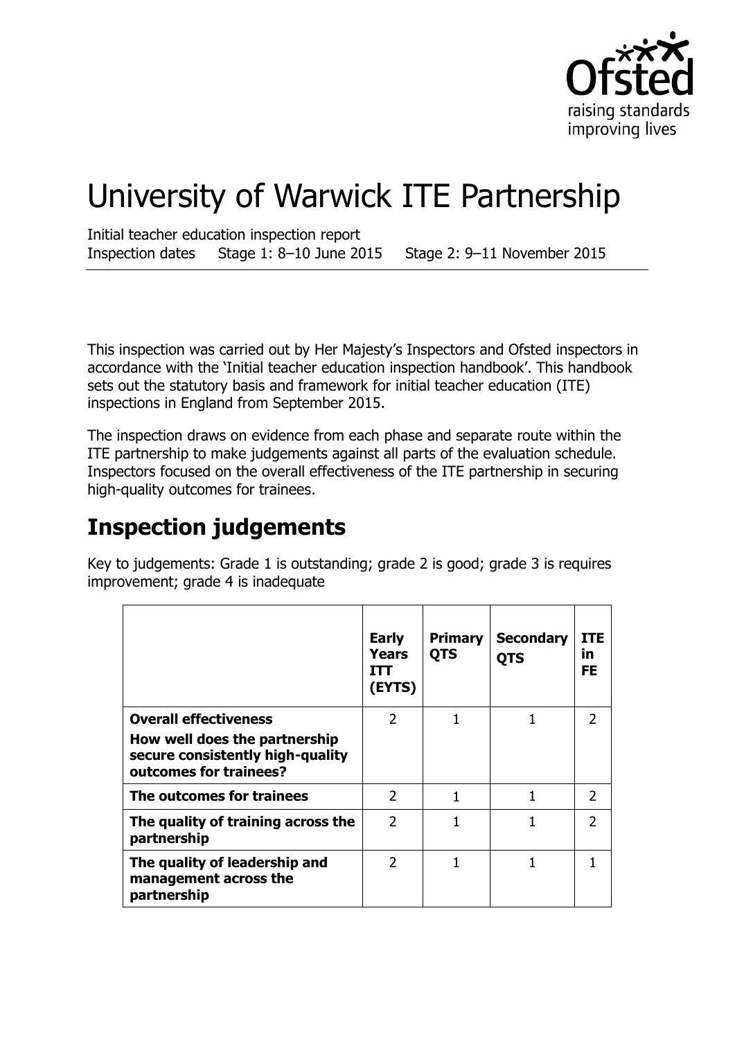# University of Warwick ITE Partnership

Initial teacher education inspection report
Inspection dates Stage 1: 8–10 June 2015 Stage 2: 9–11 November 2015

This inspection was carried out by Her Majesty's Inspectors and Ofsted inspectors in accordance with the 'Initial teacher education inspection handbook'. This handbook sets out the statutory basis and framework for initial teacher education (ITE) inspections in England from September 2015.

The inspection draws on evidence from each phase and separate route within the ITE partnership to make judgements against all parts of the evaluation schedule. Inspectors focused on the overall effectiveness of the ITE partnership in securing high-quality outcomes for trainees.

## Inspection judgements

Key to judgements: Grade 1 is outstanding; grade 2 is good; grade 3 is requires improvement; grade 4 is inadequate

| | **Early Years ITT (EYTS)** | **Primary QTS** | **Secondary QTS** | **ITE in FE** |
|---|---|---|---|---|
| **Overall effectiveness** **How well does the partnership secure consistently high-quality outcomes for trainees?** | 2 | 1 | 1 | 2 |
| **The outcomes for trainees** | 2 | 1 | 1 | 2 |
| **The quality of training across the partnership** | 2 | 1 | 1 | 2 |
| **The quality of leadership and management across the partnership** | 2 | 1 | 1 | 1 |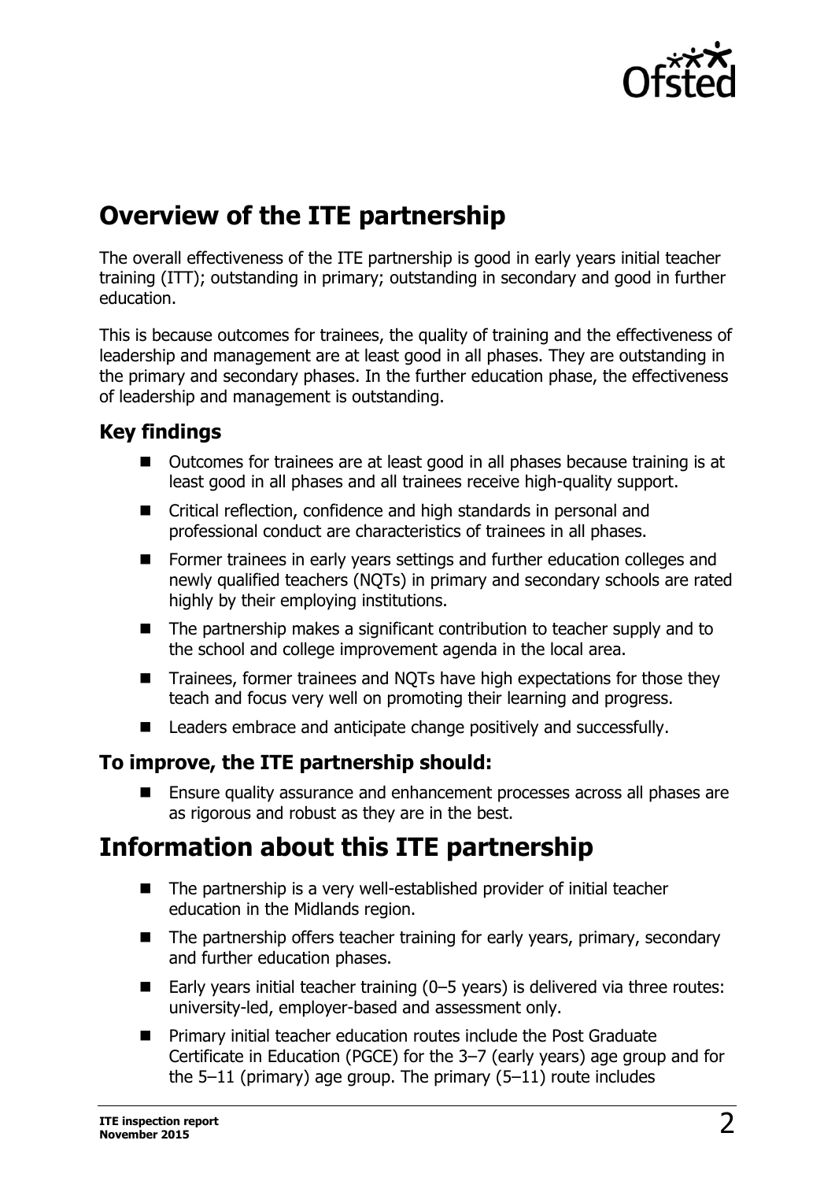## Overview of the ITE partnership

The overall effectiveness of the ITE partnership is good in early years initial teacher training (ITT); outstanding in primary; outstanding in secondary and good in further education.

This is because outcomes for trainees, the quality of training and the effectiveness of leadership and management are at least good in all phases. They are outstanding in the primary and secondary phases. In the further education phase, the effectiveness of leadership and management is outstanding.

### Key findings

- Outcomes for trainees are at least good in all phases because training is at least good in all phases and all trainees receive high-quality support.
- Critical reflection, confidence and high standards in personal and professional conduct are characteristics of trainees in all phases.
- Former trainees in early years settings and further education colleges and newly qualified teachers (NQTs) in primary and secondary schools are rated highly by their employing institutions.
- The partnership makes a significant contribution to teacher supply and to the school and college improvement agenda in the local area.
- Trainees, former trainees and NQTs have high expectations for those they teach and focus very well on promoting their learning and progress.
- Leaders embrace and anticipate change positively and successfully.

### To improve, the ITE partnership should:

- Ensure quality assurance and enhancement processes across all phases are as rigorous and robust as they are in the best.

## Information about this ITE partnership

- The partnership is a very well-established provider of initial teacher education in the Midlands region.
- The partnership offers teacher training for early years, primary, secondary and further education phases.
- Early years initial teacher training (0–5 years) is delivered via three routes: university-led, employer-based and assessment only.
- Primary initial teacher education routes include the Post Graduate Certificate in Education (PGCE) for the 3–7 (early years) age group and for the 5–11 (primary) age group. The primary (5–11) route includes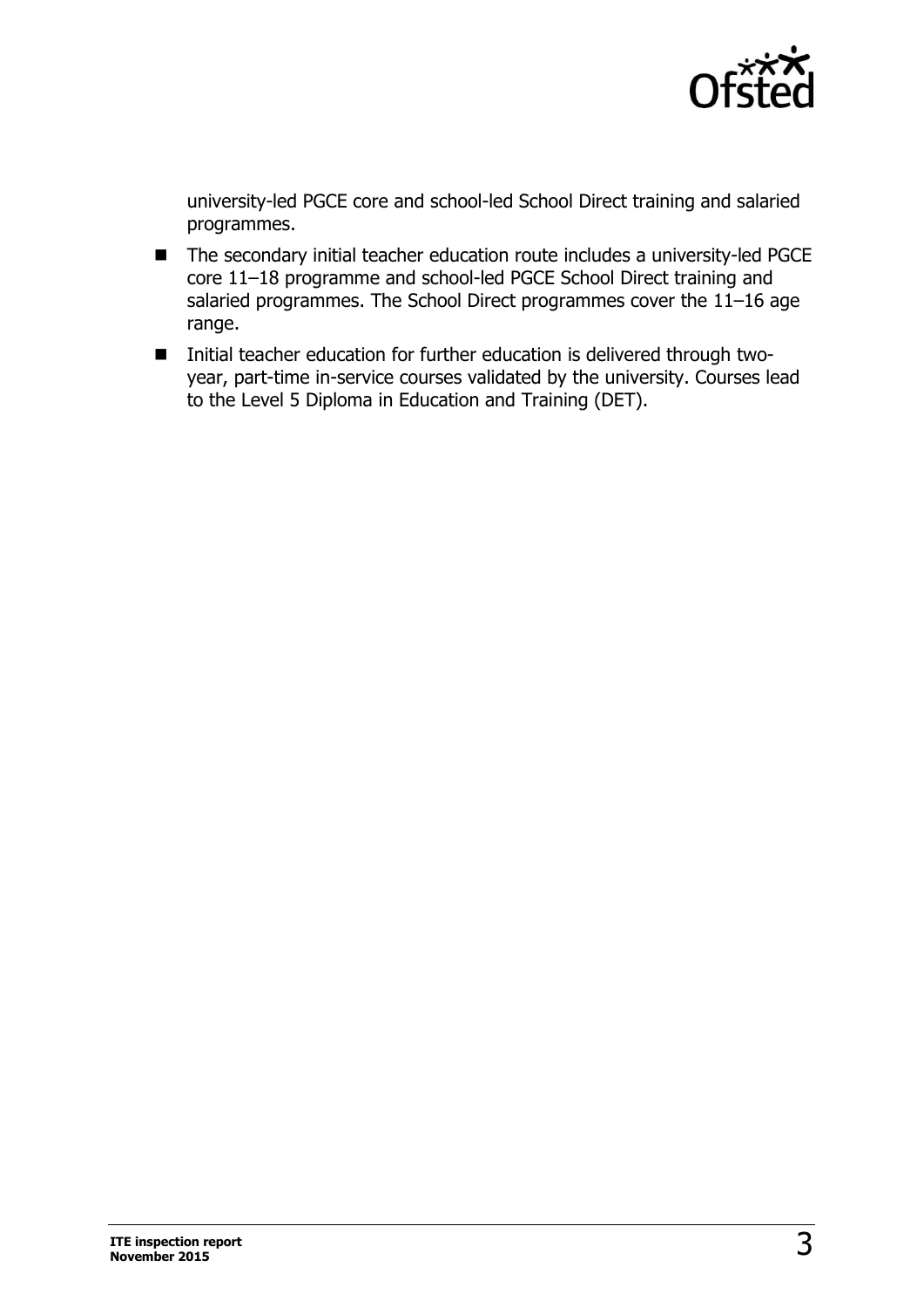university-led PGCE core and school-led School Direct training and salaried programmes.

- The secondary initial teacher education route includes a university-led PGCE core 11–18 programme and school-led PGCE School Direct training and salaried programmes. The School Direct programmes cover the 11–16 age range.
- Initial teacher education for further education is delivered through two-year, part-time in-service courses validated by the university. Courses lead to the Level 5 Diploma in Education and Training (DET).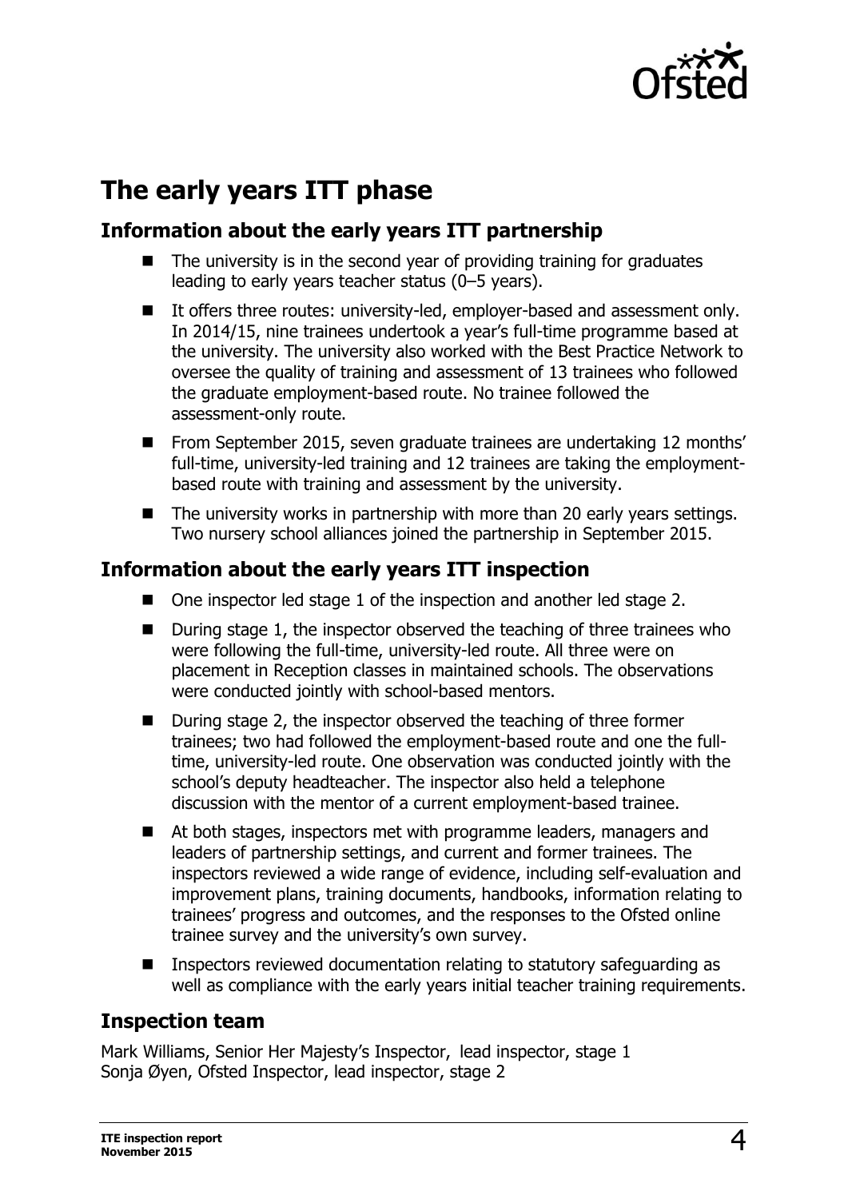## The early years ITT phase

### Information about the early years ITT partnership

- The university is in the second year of providing training for graduates leading to early years teacher status (0–5 years).
- It offers three routes: university-led, employer-based and assessment only. In 2014/15, nine trainees undertook a year's full-time programme based at the university. The university also worked with the Best Practice Network to oversee the quality of training and assessment of 13 trainees who followed the graduate employment-based route. No trainee followed the assessment-only route.
- From September 2015, seven graduate trainees are undertaking 12 months' full-time, university-led training and 12 trainees are taking the employment-based route with training and assessment by the university.
- The university works in partnership with more than 20 early years settings. Two nursery school alliances joined the partnership in September 2015.

### Information about the early years ITT inspection

- One inspector led stage 1 of the inspection and another led stage 2.
- During stage 1, the inspector observed the teaching of three trainees who were following the full-time, university-led route. All three were on placement in Reception classes in maintained schools. The observations were conducted jointly with school-based mentors.
- During stage 2, the inspector observed the teaching of three former trainees; two had followed the employment-based route and one the full-time, university-led route. One observation was conducted jointly with the school's deputy headteacher. The inspector also held a telephone discussion with the mentor of a current employment-based trainee.
- At both stages, inspectors met with programme leaders, managers and leaders of partnership settings, and current and former trainees. The inspectors reviewed a wide range of evidence, including self-evaluation and improvement plans, training documents, handbooks, information relating to trainees' progress and outcomes, and the responses to the Ofsted online trainee survey and the university's own survey.
- Inspectors reviewed documentation relating to statutory safeguarding as well as compliance with the early years initial teacher training requirements.

### Inspection team

Mark Williams, Senior Her Majesty's Inspector, lead inspector, stage 1
Sonja Øyen, Ofsted Inspector, lead inspector, stage 2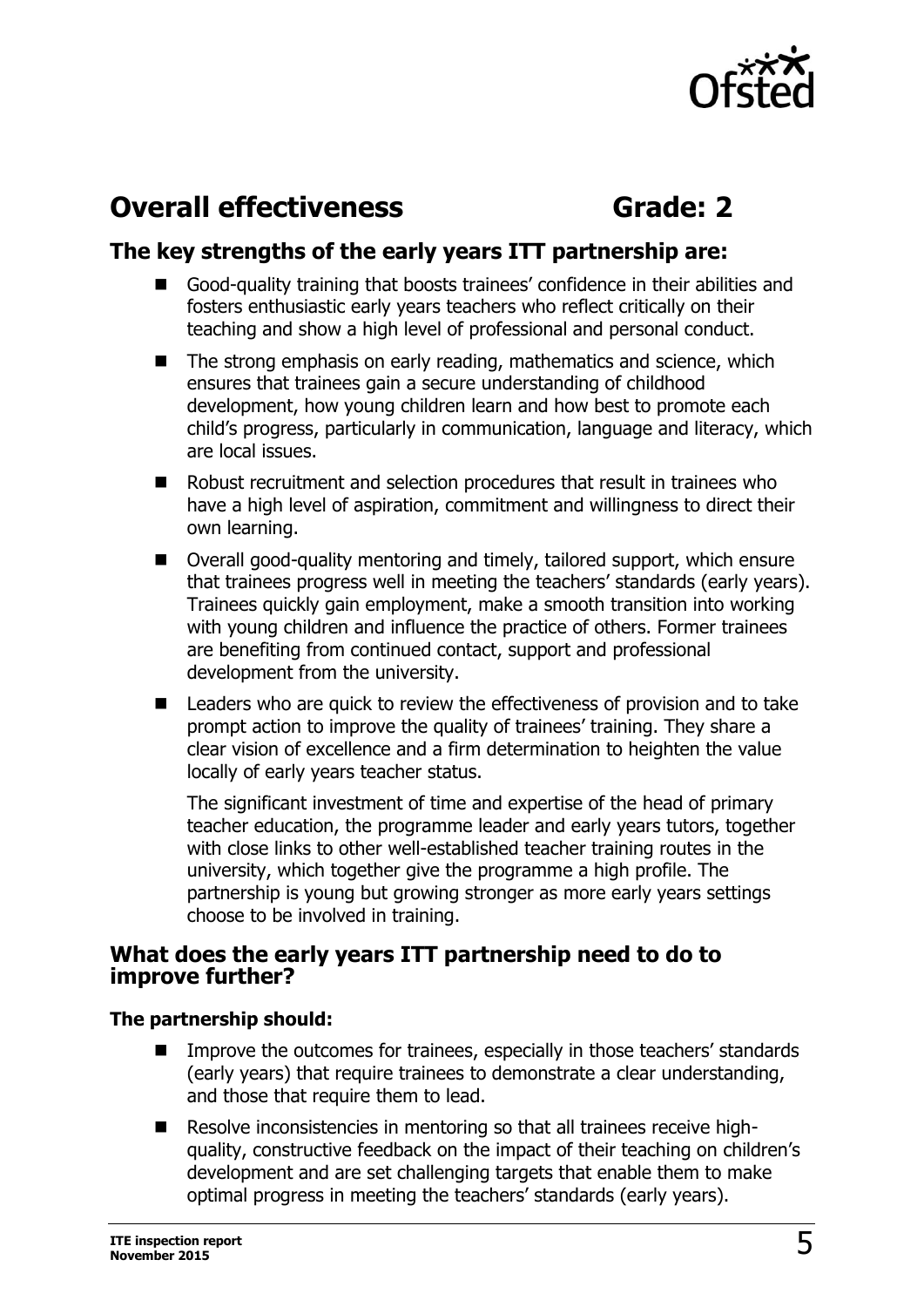## Overall effectiveness Grade: 2

### The key strengths of the early years ITT partnership are:

- Good-quality training that boosts trainees' confidence in their abilities and fosters enthusiastic early years teachers who reflect critically on their teaching and show a high level of professional and personal conduct.
- The strong emphasis on early reading, mathematics and science, which ensures that trainees gain a secure understanding of childhood development, how young children learn and how best to promote each child's progress, particularly in communication, language and literacy, which are local issues.
- Robust recruitment and selection procedures that result in trainees who have a high level of aspiration, commitment and willingness to direct their own learning.
- Overall good-quality mentoring and timely, tailored support, which ensure that trainees progress well in meeting the teachers' standards (early years). Trainees quickly gain employment, make a smooth transition into working with young children and influence the practice of others. Former trainees are benefiting from continued contact, support and professional development from the university.
- Leaders who are quick to review the effectiveness of provision and to take prompt action to improve the quality of trainees' training. They share a clear vision of excellence and a firm determination to heighten the value locally of early years teacher status.

  The significant investment of time and expertise of the head of primary teacher education, the programme leader and early years tutors, together with close links to other well-established teacher training routes in the university, which together give the programme a high profile. The partnership is young but growing stronger as more early years settings choose to be involved in training.

### What does the early years ITT partnership need to do to improve further?

**The partnership should:**

- Improve the outcomes for trainees, especially in those teachers' standards (early years) that require trainees to demonstrate a clear understanding, and those that require them to lead.
- Resolve inconsistencies in mentoring so that all trainees receive high-quality, constructive feedback on the impact of their teaching on children's development and are set challenging targets that enable them to make optimal progress in meeting the teachers' standards (early years).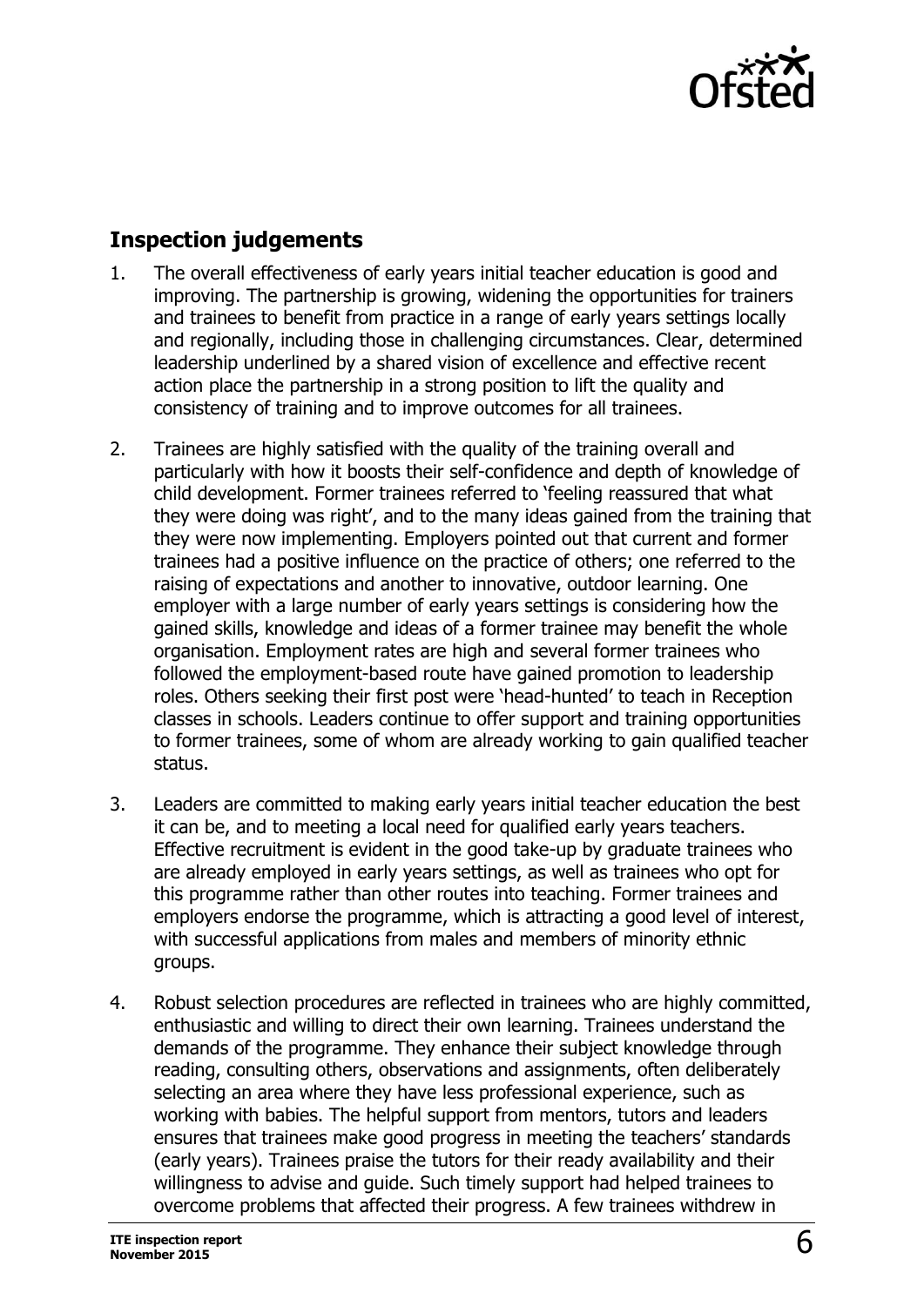## Inspection judgements

1. The overall effectiveness of early years initial teacher education is good and improving. The partnership is growing, widening the opportunities for trainers and trainees to benefit from practice in a range of early years settings locally and regionally, including those in challenging circumstances. Clear, determined leadership underlined by a shared vision of excellence and effective recent action place the partnership in a strong position to lift the quality and consistency of training and to improve outcomes for all trainees.

2. Trainees are highly satisfied with the quality of the training overall and particularly with how it boosts their self-confidence and depth of knowledge of child development. Former trainees referred to 'feeling reassured that what they were doing was right', and to the many ideas gained from the training that they were now implementing. Employers pointed out that current and former trainees had a positive influence on the practice of others; one referred to the raising of expectations and another to innovative, outdoor learning. One employer with a large number of early years settings is considering how the gained skills, knowledge and ideas of a former trainee may benefit the whole organisation. Employment rates are high and several former trainees who followed the employment-based route have gained promotion to leadership roles. Others seeking their first post were 'head-hunted' to teach in Reception classes in schools. Leaders continue to offer support and training opportunities to former trainees, some of whom are already working to gain qualified teacher status.

3. Leaders are committed to making early years initial teacher education the best it can be, and to meeting a local need for qualified early years teachers. Effective recruitment is evident in the good take-up by graduate trainees who are already employed in early years settings, as well as trainees who opt for this programme rather than other routes into teaching. Former trainees and employers endorse the programme, which is attracting a good level of interest, with successful applications from males and members of minority ethnic groups.

4. Robust selection procedures are reflected in trainees who are highly committed, enthusiastic and willing to direct their own learning. Trainees understand the demands of the programme. They enhance their subject knowledge through reading, consulting others, observations and assignments, often deliberately selecting an area where they have less professional experience, such as working with babies. The helpful support from mentors, tutors and leaders ensures that trainees make good progress in meeting the teachers' standards (early years). Trainees praise the tutors for their ready availability and their willingness to advise and guide. Such timely support had helped trainees to overcome problems that affected their progress. A few trainees withdrew in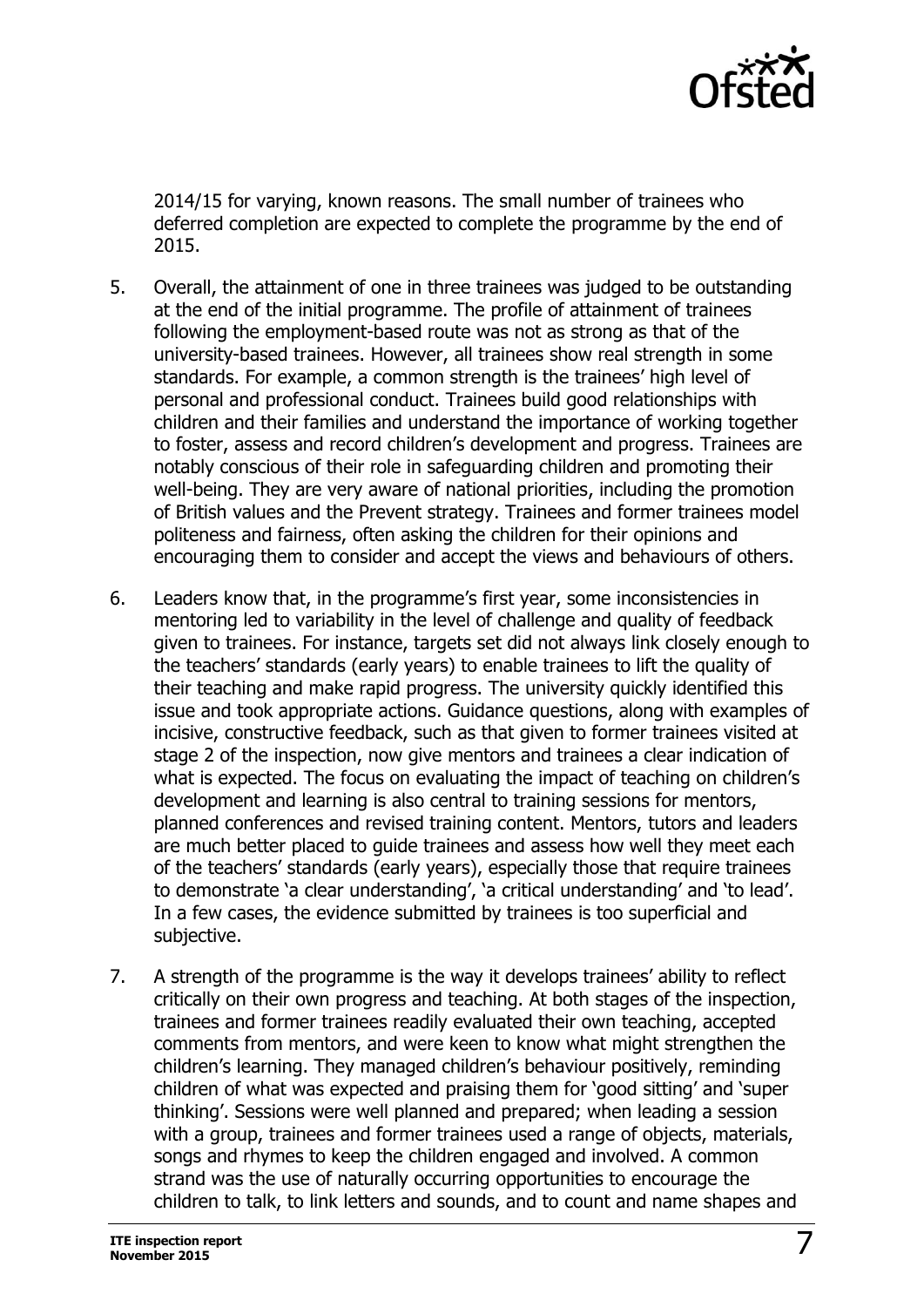2014/15 for varying, known reasons. The small number of trainees who deferred completion are expected to complete the programme by the end of 2015.

5. Overall, the attainment of one in three trainees was judged to be outstanding at the end of the initial programme. The profile of attainment of trainees following the employment-based route was not as strong as that of the university-based trainees. However, all trainees show real strength in some standards. For example, a common strength is the trainees' high level of personal and professional conduct. Trainees build good relationships with children and their families and understand the importance of working together to foster, assess and record children's development and progress. Trainees are notably conscious of their role in safeguarding children and promoting their well-being. They are very aware of national priorities, including the promotion of British values and the Prevent strategy. Trainees and former trainees model politeness and fairness, often asking the children for their opinions and encouraging them to consider and accept the views and behaviours of others.

6. Leaders know that, in the programme's first year, some inconsistencies in mentoring led to variability in the level of challenge and quality of feedback given to trainees. For instance, targets set did not always link closely enough to the teachers' standards (early years) to enable trainees to lift the quality of their teaching and make rapid progress. The university quickly identified this issue and took appropriate actions. Guidance questions, along with examples of incisive, constructive feedback, such as that given to former trainees visited at stage 2 of the inspection, now give mentors and trainees a clear indication of what is expected. The focus on evaluating the impact of teaching on children's development and learning is also central to training sessions for mentors, planned conferences and revised training content. Mentors, tutors and leaders are much better placed to guide trainees and assess how well they meet each of the teachers' standards (early years), especially those that require trainees to demonstrate 'a clear understanding', 'a critical understanding' and 'to lead'. In a few cases, the evidence submitted by trainees is too superficial and subjective.

7. A strength of the programme is the way it develops trainees' ability to reflect critically on their own progress and teaching. At both stages of the inspection, trainees and former trainees readily evaluated their own teaching, accepted comments from mentors, and were keen to know what might strengthen the children's learning. They managed children's behaviour positively, reminding children of what was expected and praising them for 'good sitting' and 'super thinking'. Sessions were well planned and prepared; when leading a session with a group, trainees and former trainees used a range of objects, materials, songs and rhymes to keep the children engaged and involved. A common strand was the use of naturally occurring opportunities to encourage the children to talk, to link letters and sounds, and to count and name shapes and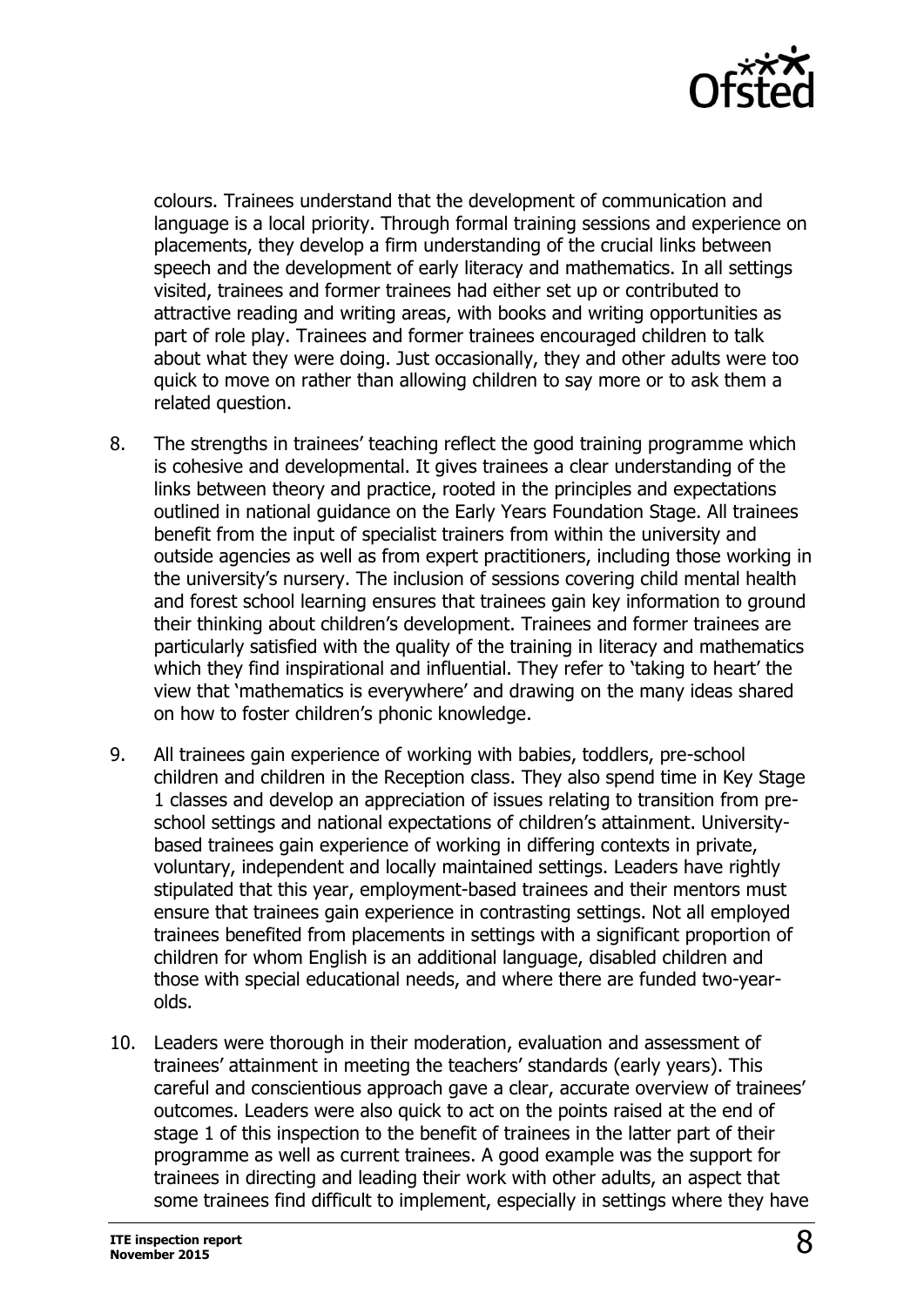colours. Trainees understand that the development of communication and language is a local priority. Through formal training sessions and experience on placements, they develop a firm understanding of the crucial links between speech and the development of early literacy and mathematics. In all settings visited, trainees and former trainees had either set up or contributed to attractive reading and writing areas, with books and writing opportunities as part of role play. Trainees and former trainees encouraged children to talk about what they were doing. Just occasionally, they and other adults were too quick to move on rather than allowing children to say more or to ask them a related question.

8. The strengths in trainees' teaching reflect the good training programme which is cohesive and developmental. It gives trainees a clear understanding of the links between theory and practice, rooted in the principles and expectations outlined in national guidance on the Early Years Foundation Stage. All trainees benefit from the input of specialist trainers from within the university and outside agencies as well as from expert practitioners, including those working in the university's nursery. The inclusion of sessions covering child mental health and forest school learning ensures that trainees gain key information to ground their thinking about children's development. Trainees and former trainees are particularly satisfied with the quality of the training in literacy and mathematics which they find inspirational and influential. They refer to 'taking to heart' the view that 'mathematics is everywhere' and drawing on the many ideas shared on how to foster children's phonic knowledge.

9. All trainees gain experience of working with babies, toddlers, pre-school children and children in the Reception class. They also spend time in Key Stage 1 classes and develop an appreciation of issues relating to transition from pre-school settings and national expectations of children's attainment. University-based trainees gain experience of working in differing contexts in private, voluntary, independent and locally maintained settings. Leaders have rightly stipulated that this year, employment-based trainees and their mentors must ensure that trainees gain experience in contrasting settings. Not all employed trainees benefited from placements in settings with a significant proportion of children for whom English is an additional language, disabled children and those with special educational needs, and where there are funded two-year-olds.

10. Leaders were thorough in their moderation, evaluation and assessment of trainees' attainment in meeting the teachers' standards (early years). This careful and conscientious approach gave a clear, accurate overview of trainees' outcomes. Leaders were also quick to act on the points raised at the end of stage 1 of this inspection to the benefit of trainees in the latter part of their programme as well as current trainees. A good example was the support for trainees in directing and leading their work with other adults, an aspect that some trainees find difficult to implement, especially in settings where they have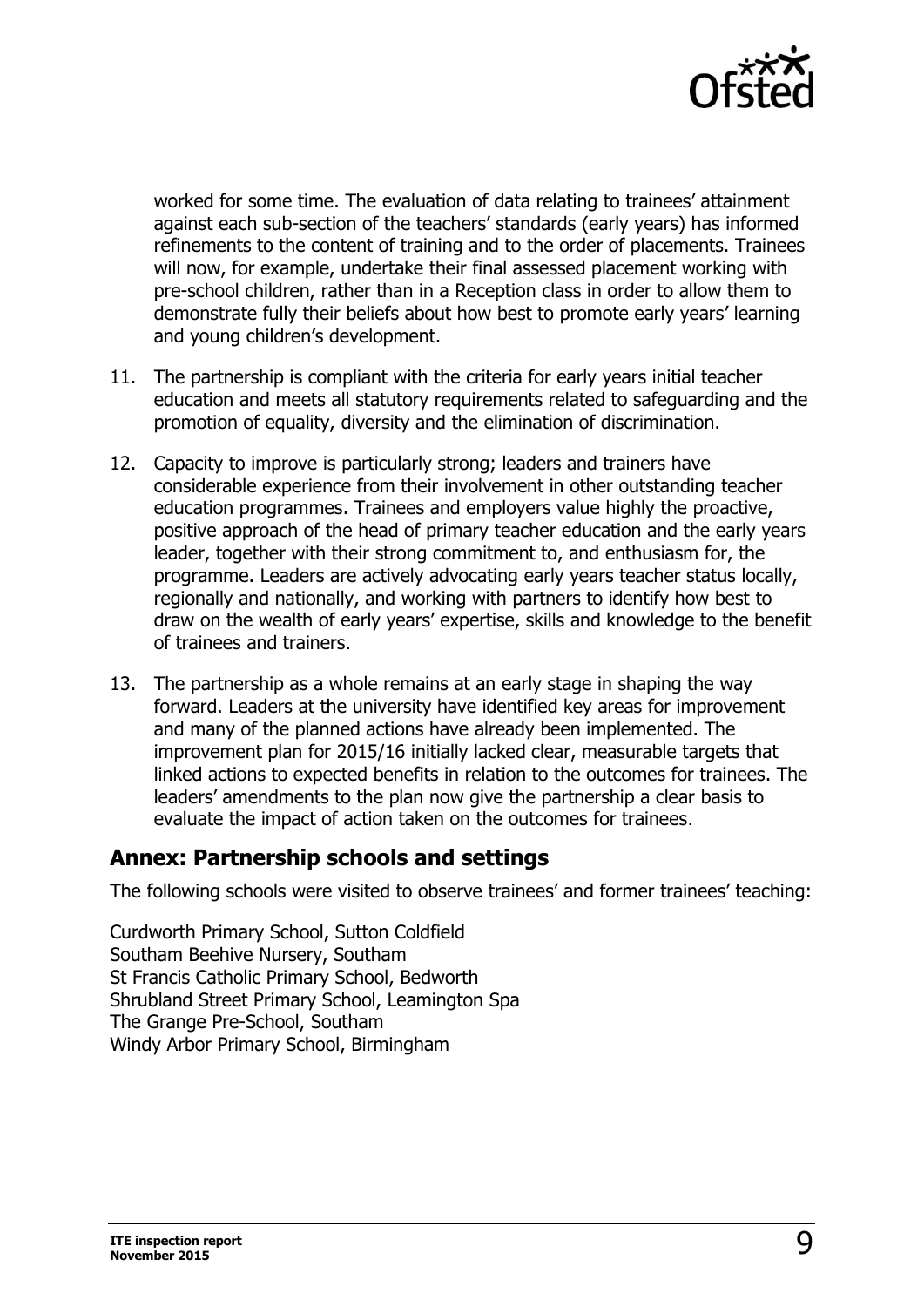worked for some time. The evaluation of data relating to trainees' attainment against each sub-section of the teachers' standards (early years) has informed refinements to the content of training and to the order of placements. Trainees will now, for example, undertake their final assessed placement working with pre-school children, rather than in a Reception class in order to allow them to demonstrate fully their beliefs about how best to promote early years' learning and young children's development.

11. The partnership is compliant with the criteria for early years initial teacher education and meets all statutory requirements related to safeguarding and the promotion of equality, diversity and the elimination of discrimination.

12. Capacity to improve is particularly strong; leaders and trainers have considerable experience from their involvement in other outstanding teacher education programmes. Trainees and employers value highly the proactive, positive approach of the head of primary teacher education and the early years leader, together with their strong commitment to, and enthusiasm for, the programme. Leaders are actively advocating early years teacher status locally, regionally and nationally, and working with partners to identify how best to draw on the wealth of early years' expertise, skills and knowledge to the benefit of trainees and trainers.

13. The partnership as a whole remains at an early stage in shaping the way forward. Leaders at the university have identified key areas for improvement and many of the planned actions have already been implemented. The improvement plan for 2015/16 initially lacked clear, measurable targets that linked actions to expected benefits in relation to the outcomes for trainees. The leaders' amendments to the plan now give the partnership a clear basis to evaluate the impact of action taken on the outcomes for trainees.

## Annex: Partnership schools and settings

The following schools were visited to observe trainees' and former trainees' teaching:

Curdworth Primary School, Sutton Coldfield
Southam Beehive Nursery, Southam
St Francis Catholic Primary School, Bedworth
Shrubland Street Primary School, Leamington Spa
The Grange Pre-School, Southam
Windy Arbor Primary School, Birmingham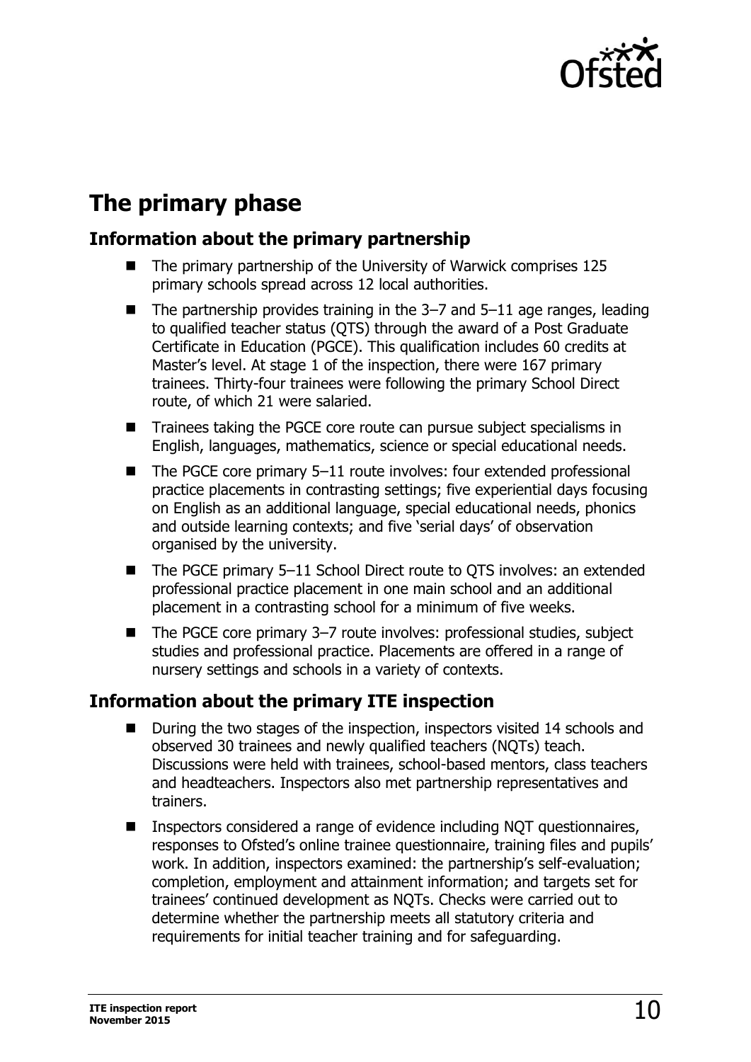## The primary phase

### Information about the primary partnership

- The primary partnership of the University of Warwick comprises 125 primary schools spread across 12 local authorities.
- The partnership provides training in the 3–7 and 5–11 age ranges, leading to qualified teacher status (QTS) through the award of a Post Graduate Certificate in Education (PGCE). This qualification includes 60 credits at Master's level. At stage 1 of the inspection, there were 167 primary trainees. Thirty-four trainees were following the primary School Direct route, of which 21 were salaried.
- Trainees taking the PGCE core route can pursue subject specialisms in English, languages, mathematics, science or special educational needs.
- The PGCE core primary 5–11 route involves: four extended professional practice placements in contrasting settings; five experiential days focusing on English as an additional language, special educational needs, phonics and outside learning contexts; and five 'serial days' of observation organised by the university.
- The PGCE primary 5–11 School Direct route to QTS involves: an extended professional practice placement in one main school and an additional placement in a contrasting school for a minimum of five weeks.
- The PGCE core primary 3–7 route involves: professional studies, subject studies and professional practice. Placements are offered in a range of nursery settings and schools in a variety of contexts.

### Information about the primary ITE inspection

- During the two stages of the inspection, inspectors visited 14 schools and observed 30 trainees and newly qualified teachers (NQTs) teach. Discussions were held with trainees, school-based mentors, class teachers and headteachers. Inspectors also met partnership representatives and trainers.
- Inspectors considered a range of evidence including NQT questionnaires, responses to Ofsted's online trainee questionnaire, training files and pupils' work. In addition, inspectors examined: the partnership's self-evaluation; completion, employment and attainment information; and targets set for trainees' continued development as NQTs. Checks were carried out to determine whether the partnership meets all statutory criteria and requirements for initial teacher training and for safeguarding.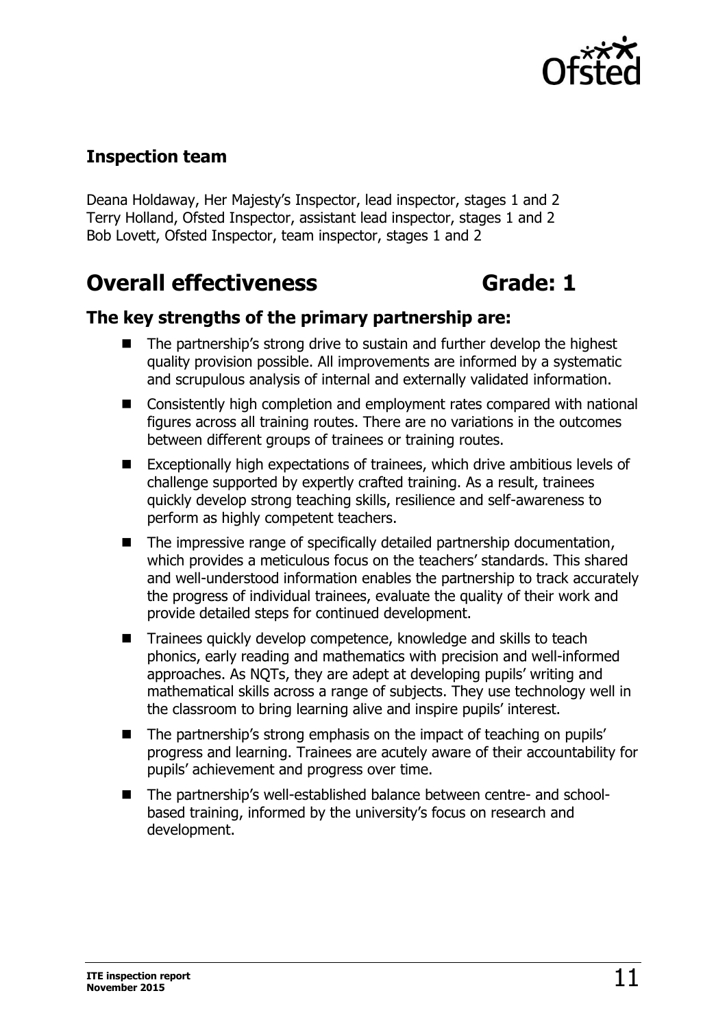### Inspection team

Deana Holdaway, Her Majesty's Inspector, lead inspector, stages 1 and 2
Terry Holland, Ofsted Inspector, assistant lead inspector, stages 1 and 2
Bob Lovett, Ofsted Inspector, team inspector, stages 1 and 2

## Overall effectiveness Grade: 1

### The key strengths of the primary partnership are:

- The partnership's strong drive to sustain and further develop the highest quality provision possible. All improvements are informed by a systematic and scrupulous analysis of internal and externally validated information.
- Consistently high completion and employment rates compared with national figures across all training routes. There are no variations in the outcomes between different groups of trainees or training routes.
- Exceptionally high expectations of trainees, which drive ambitious levels of challenge supported by expertly crafted training. As a result, trainees quickly develop strong teaching skills, resilience and self-awareness to perform as highly competent teachers.
- The impressive range of specifically detailed partnership documentation, which provides a meticulous focus on the teachers' standards. This shared and well-understood information enables the partnership to track accurately the progress of individual trainees, evaluate the quality of their work and provide detailed steps for continued development.
- Trainees quickly develop competence, knowledge and skills to teach phonics, early reading and mathematics with precision and well-informed approaches. As NQTs, they are adept at developing pupils' writing and mathematical skills across a range of subjects. They use technology well in the classroom to bring learning alive and inspire pupils' interest.
- The partnership's strong emphasis on the impact of teaching on pupils' progress and learning. Trainees are acutely aware of their accountability for pupils' achievement and progress over time.
- The partnership's well-established balance between centre- and school-based training, informed by the university's focus on research and development.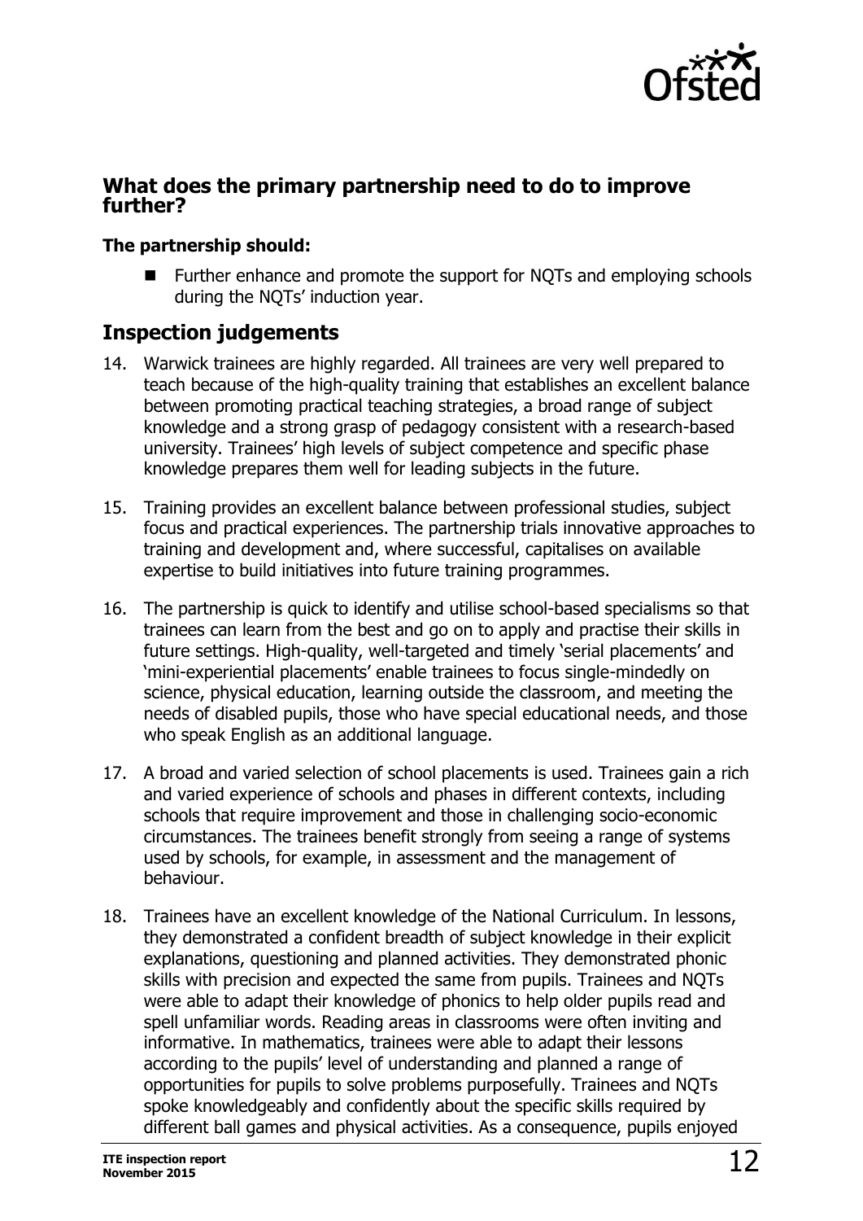## What does the primary partnership need to do to improve further?

**The partnership should:**

- Further enhance and promote the support for NQTs and employing schools during the NQTs' induction year.

## Inspection judgements

14. Warwick trainees are highly regarded. All trainees are very well prepared to teach because of the high-quality training that establishes an excellent balance between promoting practical teaching strategies, a broad range of subject knowledge and a strong grasp of pedagogy consistent with a research-based university. Trainees' high levels of subject competence and specific phase knowledge prepares them well for leading subjects in the future.

15. Training provides an excellent balance between professional studies, subject focus and practical experiences. The partnership trials innovative approaches to training and development and, where successful, capitalises on available expertise to build initiatives into future training programmes.

16. The partnership is quick to identify and utilise school-based specialisms so that trainees can learn from the best and go on to apply and practise their skills in future settings. High-quality, well-targeted and timely 'serial placements' and 'mini-experiential placements' enable trainees to focus single-mindedly on science, physical education, learning outside the classroom, and meeting the needs of disabled pupils, those who have special educational needs, and those who speak English as an additional language.

17. A broad and varied selection of school placements is used. Trainees gain a rich and varied experience of schools and phases in different contexts, including schools that require improvement and those in challenging socio-economic circumstances. The trainees benefit strongly from seeing a range of systems used by schools, for example, in assessment and the management of behaviour.

18. Trainees have an excellent knowledge of the National Curriculum. In lessons, they demonstrated a confident breadth of subject knowledge in their explicit explanations, questioning and planned activities. They demonstrated phonic skills with precision and expected the same from pupils. Trainees and NQTs were able to adapt their knowledge of phonics to help older pupils read and spell unfamiliar words. Reading areas in classrooms were often inviting and informative. In mathematics, trainees were able to adapt their lessons according to the pupils' level of understanding and planned a range of opportunities for pupils to solve problems purposefully. Trainees and NQTs spoke knowledgeably and confidently about the specific skills required by different ball games and physical activities. As a consequence, pupils enjoyed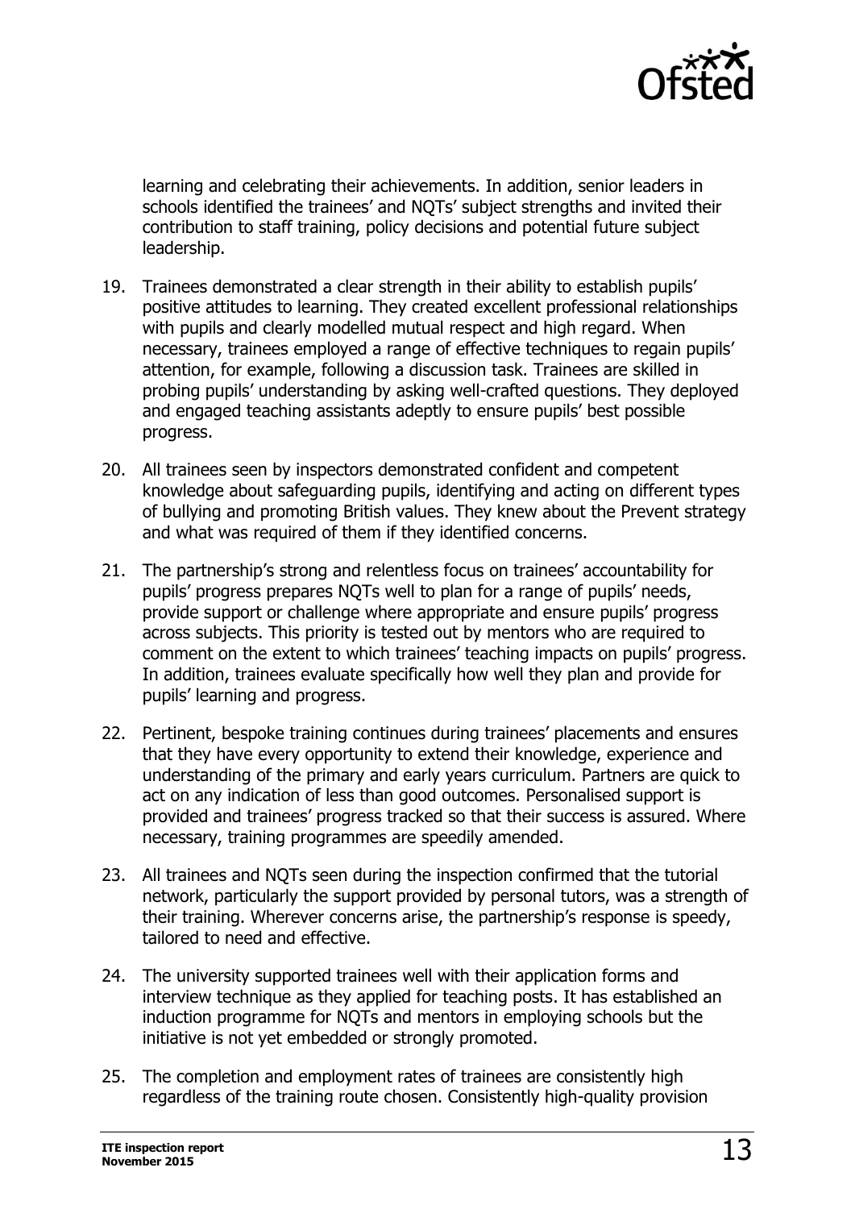learning and celebrating their achievements. In addition, senior leaders in schools identified the trainees' and NQTs' subject strengths and invited their contribution to staff training, policy decisions and potential future subject leadership.

19. Trainees demonstrated a clear strength in their ability to establish pupils' positive attitudes to learning. They created excellent professional relationships with pupils and clearly modelled mutual respect and high regard. When necessary, trainees employed a range of effective techniques to regain pupils' attention, for example, following a discussion task. Trainees are skilled in probing pupils' understanding by asking well-crafted questions. They deployed and engaged teaching assistants adeptly to ensure pupils' best possible progress.

20. All trainees seen by inspectors demonstrated confident and competent knowledge about safeguarding pupils, identifying and acting on different types of bullying and promoting British values. They knew about the Prevent strategy and what was required of them if they identified concerns.

21. The partnership's strong and relentless focus on trainees' accountability for pupils' progress prepares NQTs well to plan for a range of pupils' needs, provide support or challenge where appropriate and ensure pupils' progress across subjects. This priority is tested out by mentors who are required to comment on the extent to which trainees' teaching impacts on pupils' progress. In addition, trainees evaluate specifically how well they plan and provide for pupils' learning and progress.

22. Pertinent, bespoke training continues during trainees' placements and ensures that they have every opportunity to extend their knowledge, experience and understanding of the primary and early years curriculum. Partners are quick to act on any indication of less than good outcomes. Personalised support is provided and trainees' progress tracked so that their success is assured. Where necessary, training programmes are speedily amended.

23. All trainees and NQTs seen during the inspection confirmed that the tutorial network, particularly the support provided by personal tutors, was a strength of their training. Wherever concerns arise, the partnership's response is speedy, tailored to need and effective.

24. The university supported trainees well with their application forms and interview technique as they applied for teaching posts. It has established an induction programme for NQTs and mentors in employing schools but the initiative is not yet embedded or strongly promoted.

25. The completion and employment rates of trainees are consistently high regardless of the training route chosen. Consistently high-quality provision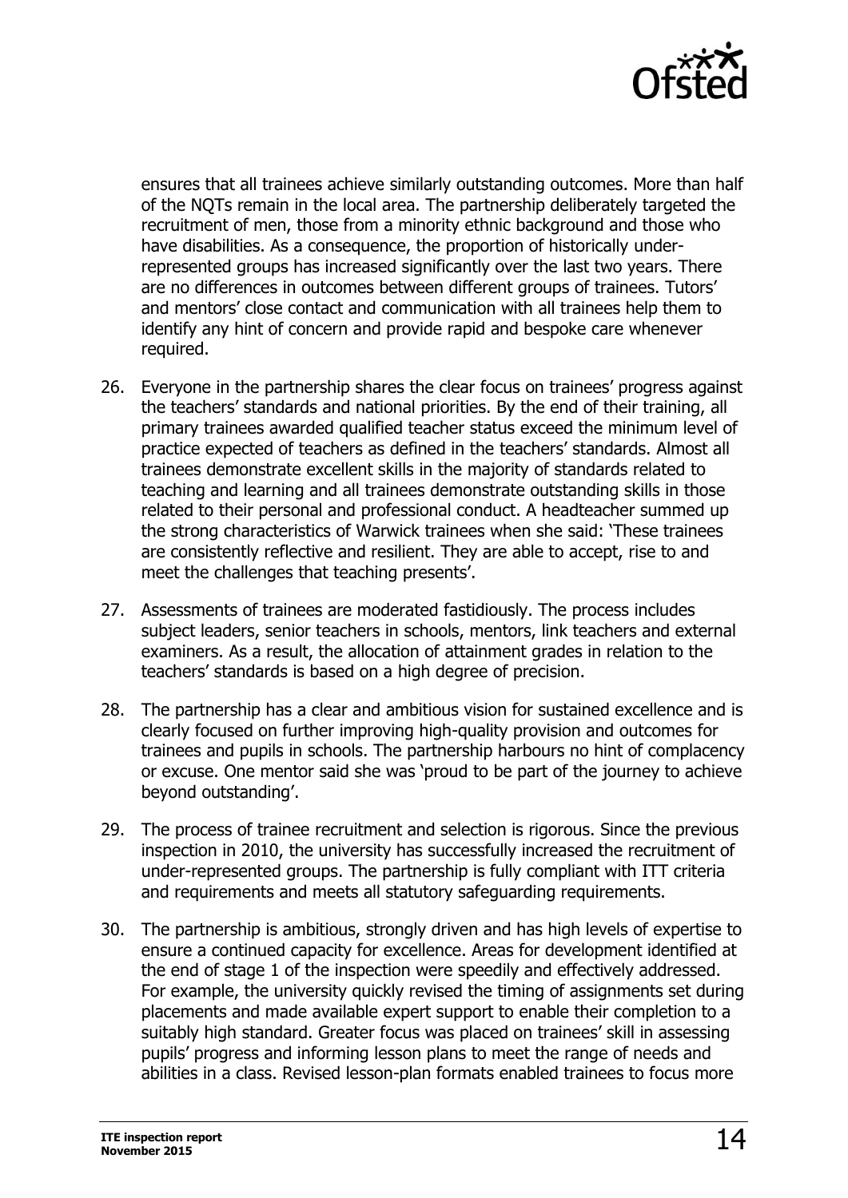ensures that all trainees achieve similarly outstanding outcomes. More than half of the NQTs remain in the local area. The partnership deliberately targeted the recruitment of men, those from a minority ethnic background and those who have disabilities. As a consequence, the proportion of historically under-represented groups has increased significantly over the last two years. There are no differences in outcomes between different groups of trainees. Tutors' and mentors' close contact and communication with all trainees help them to identify any hint of concern and provide rapid and bespoke care whenever required.

26. Everyone in the partnership shares the clear focus on trainees' progress against the teachers' standards and national priorities. By the end of their training, all primary trainees awarded qualified teacher status exceed the minimum level of practice expected of teachers as defined in the teachers' standards. Almost all trainees demonstrate excellent skills in the majority of standards related to teaching and learning and all trainees demonstrate outstanding skills in those related to their personal and professional conduct. A headteacher summed up the strong characteristics of Warwick trainees when she said: 'These trainees are consistently reflective and resilient. They are able to accept, rise to and meet the challenges that teaching presents'.

27. Assessments of trainees are moderated fastidiously. The process includes subject leaders, senior teachers in schools, mentors, link teachers and external examiners. As a result, the allocation of attainment grades in relation to the teachers' standards is based on a high degree of precision.

28. The partnership has a clear and ambitious vision for sustained excellence and is clearly focused on further improving high-quality provision and outcomes for trainees and pupils in schools. The partnership harbours no hint of complacency or excuse. One mentor said she was 'proud to be part of the journey to achieve beyond outstanding'.

29. The process of trainee recruitment and selection is rigorous. Since the previous inspection in 2010, the university has successfully increased the recruitment of under-represented groups. The partnership is fully compliant with ITT criteria and requirements and meets all statutory safeguarding requirements.

30. The partnership is ambitious, strongly driven and has high levels of expertise to ensure a continued capacity for excellence. Areas for development identified at the end of stage 1 of the inspection were speedily and effectively addressed. For example, the university quickly revised the timing of assignments set during placements and made available expert support to enable their completion to a suitably high standard. Greater focus was placed on trainees' skill in assessing pupils' progress and informing lesson plans to meet the range of needs and abilities in a class. Revised lesson-plan formats enabled trainees to focus more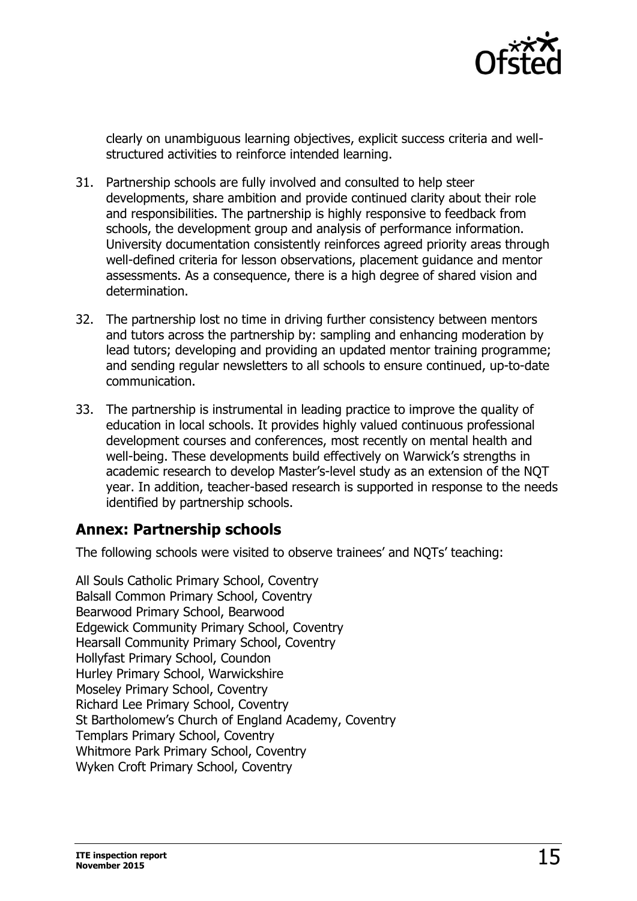clearly on unambiguous learning objectives, explicit success criteria and well-structured activities to reinforce intended learning.

31. Partnership schools are fully involved and consulted to help steer developments, share ambition and provide continued clarity about their role and responsibilities. The partnership is highly responsive to feedback from schools, the development group and analysis of performance information. University documentation consistently reinforces agreed priority areas through well-defined criteria for lesson observations, placement guidance and mentor assessments. As a consequence, there is a high degree of shared vision and determination.

32. The partnership lost no time in driving further consistency between mentors and tutors across the partnership by: sampling and enhancing moderation by lead tutors; developing and providing an updated mentor training programme; and sending regular newsletters to all schools to ensure continued, up-to-date communication.

33. The partnership is instrumental in leading practice to improve the quality of education in local schools. It provides highly valued continuous professional development courses and conferences, most recently on mental health and well-being. These developments build effectively on Warwick's strengths in academic research to develop Master's-level study as an extension of the NQT year. In addition, teacher-based research is supported in response to the needs identified by partnership schools.

## Annex: Partnership schools

The following schools were visited to observe trainees' and NQTs' teaching:

All Souls Catholic Primary School, Coventry
Balsall Common Primary School, Coventry
Bearwood Primary School, Bearwood
Edgewick Community Primary School, Coventry
Hearsall Community Primary School, Coventry
Hollyfast Primary School, Coundon
Hurley Primary School, Warwickshire
Moseley Primary School, Coventry
Richard Lee Primary School, Coventry
St Bartholomew's Church of England Academy, Coventry
Templars Primary School, Coventry
Whitmore Park Primary School, Coventry
Wyken Croft Primary School, Coventry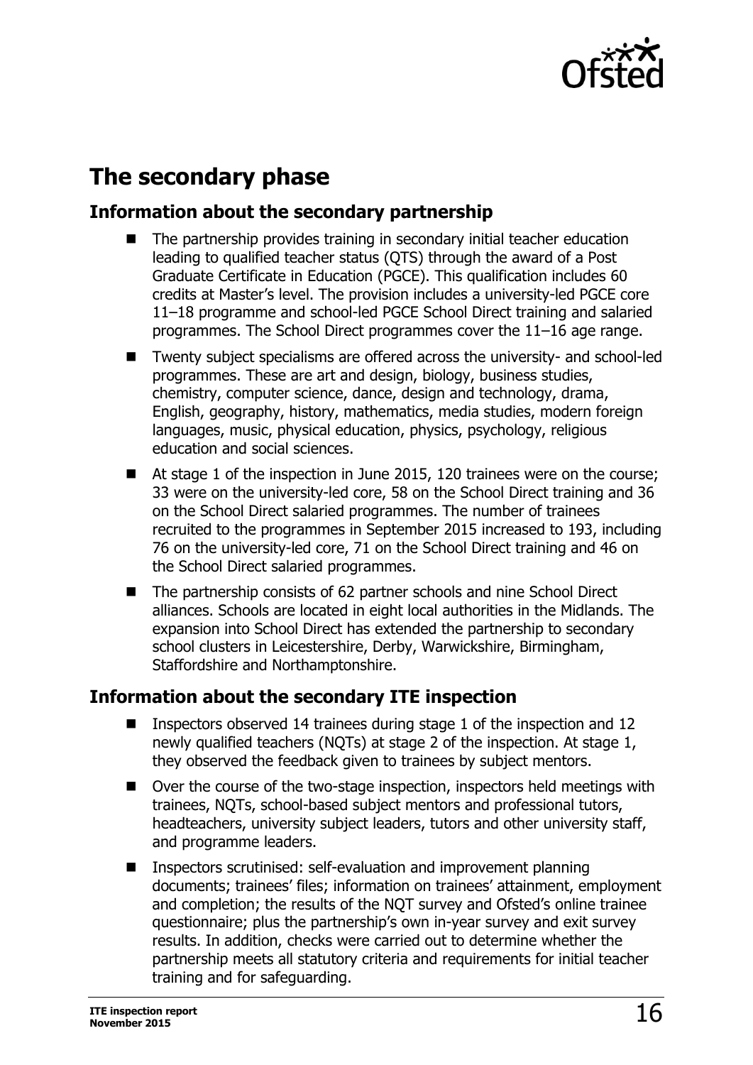## The secondary phase

### Information about the secondary partnership

- The partnership provides training in secondary initial teacher education leading to qualified teacher status (QTS) through the award of a Post Graduate Certificate in Education (PGCE). This qualification includes 60 credits at Master's level. The provision includes a university-led PGCE core 11–18 programme and school-led PGCE School Direct training and salaried programmes. The School Direct programmes cover the 11–16 age range.
- Twenty subject specialisms are offered across the university- and school-led programmes. These are art and design, biology, business studies, chemistry, computer science, dance, design and technology, drama, English, geography, history, mathematics, media studies, modern foreign languages, music, physical education, physics, psychology, religious education and social sciences.
- At stage 1 of the inspection in June 2015, 120 trainees were on the course; 33 were on the university-led core, 58 on the School Direct training and 36 on the School Direct salaried programmes. The number of trainees recruited to the programmes in September 2015 increased to 193, including 76 on the university-led core, 71 on the School Direct training and 46 on the School Direct salaried programmes.
- The partnership consists of 62 partner schools and nine School Direct alliances. Schools are located in eight local authorities in the Midlands. The expansion into School Direct has extended the partnership to secondary school clusters in Leicestershire, Derby, Warwickshire, Birmingham, Staffordshire and Northamptonshire.

### Information about the secondary ITE inspection

- Inspectors observed 14 trainees during stage 1 of the inspection and 12 newly qualified teachers (NQTs) at stage 2 of the inspection. At stage 1, they observed the feedback given to trainees by subject mentors.
- Over the course of the two-stage inspection, inspectors held meetings with trainees, NQTs, school-based subject mentors and professional tutors, headteachers, university subject leaders, tutors and other university staff, and programme leaders.
- Inspectors scrutinised: self-evaluation and improvement planning documents; trainees' files; information on trainees' attainment, employment and completion; the results of the NQT survey and Ofsted's online trainee questionnaire; plus the partnership's own in-year survey and exit survey results. In addition, checks were carried out to determine whether the partnership meets all statutory criteria and requirements for initial teacher training and for safeguarding.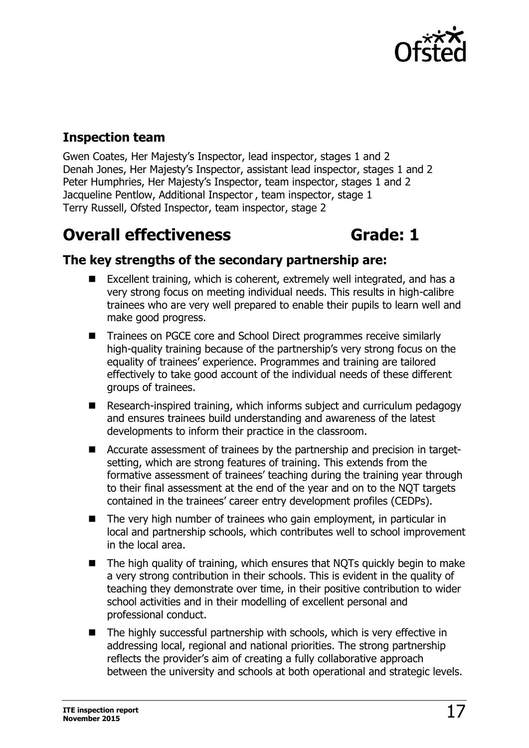### Inspection team

Gwen Coates, Her Majesty's Inspector, lead inspector, stages 1 and 2
Denah Jones, Her Majesty's Inspector, assistant lead inspector, stages 1 and 2
Peter Humphries, Her Majesty's Inspector, team inspector, stages 1 and 2
Jacqueline Pentlow, Additional Inspector , team inspector, stage 1
Terry Russell, Ofsted Inspector, team inspector, stage 2

## Overall effectiveness Grade: 1

### The key strengths of the secondary partnership are:

- Excellent training, which is coherent, extremely well integrated, and has a very strong focus on meeting individual needs. This results in high-calibre trainees who are very well prepared to enable their pupils to learn well and make good progress.
- Trainees on PGCE core and School Direct programmes receive similarly high-quality training because of the partnership's very strong focus on the equality of trainees' experience. Programmes and training are tailored effectively to take good account of the individual needs of these different groups of trainees.
- Research-inspired training, which informs subject and curriculum pedagogy and ensures trainees build understanding and awareness of the latest developments to inform their practice in the classroom.
- Accurate assessment of trainees by the partnership and precision in target-setting, which are strong features of training. This extends from the formative assessment of trainees' teaching during the training year through to their final assessment at the end of the year and on to the NQT targets contained in the trainees' career entry development profiles (CEDPs).
- The very high number of trainees who gain employment, in particular in local and partnership schools, which contributes well to school improvement in the local area.
- The high quality of training, which ensures that NQTs quickly begin to make a very strong contribution in their schools. This is evident in the quality of teaching they demonstrate over time, in their positive contribution to wider school activities and in their modelling of excellent personal and professional conduct.
- The highly successful partnership with schools, which is very effective in addressing local, regional and national priorities. The strong partnership reflects the provider's aim of creating a fully collaborative approach between the university and schools at both operational and strategic levels.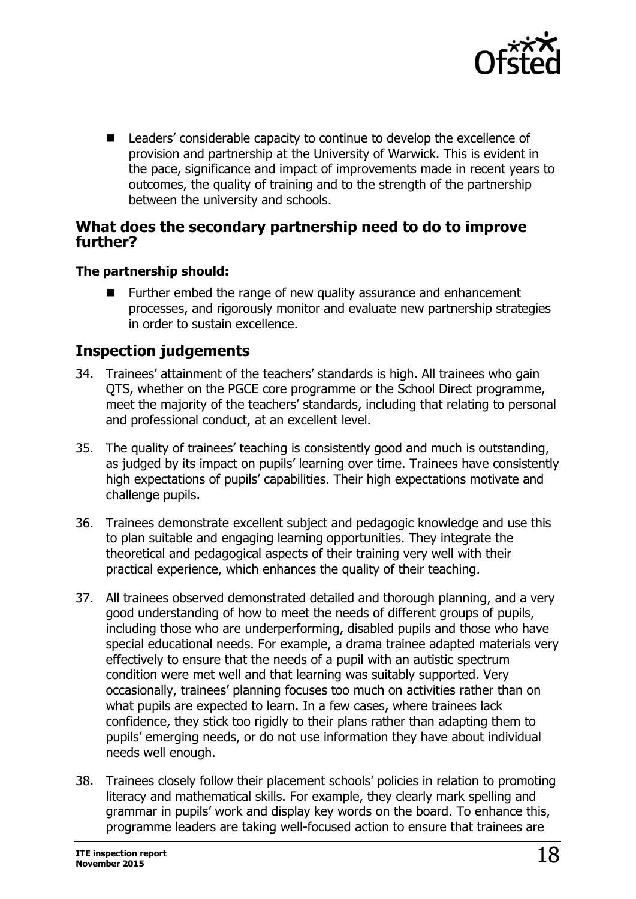- Leaders' considerable capacity to continue to develop the excellence of provision and partnership at the University of Warwick. This is evident in the pace, significance and impact of improvements made in recent years to outcomes, the quality of training and to the strength of the partnership between the university and schools.

## What does the secondary partnership need to do to improve further?

**The partnership should:**

- Further embed the range of new quality assurance and enhancement processes, and rigorously monitor and evaluate new partnership strategies in order to sustain excellence.

## Inspection judgements

34. Trainees' attainment of the teachers' standards is high. All trainees who gain QTS, whether on the PGCE core programme or the School Direct programme, meet the majority of the teachers' standards, including that relating to personal and professional conduct, at an excellent level.

35. The quality of trainees' teaching is consistently good and much is outstanding, as judged by its impact on pupils' learning over time. Trainees have consistently high expectations of pupils' capabilities. Their high expectations motivate and challenge pupils.

36. Trainees demonstrate excellent subject and pedagogic knowledge and use this to plan suitable and engaging learning opportunities. They integrate the theoretical and pedagogical aspects of their training very well with their practical experience, which enhances the quality of their teaching.

37. All trainees observed demonstrated detailed and thorough planning, and a very good understanding of how to meet the needs of different groups of pupils, including those who are underperforming, disabled pupils and those who have special educational needs. For example, a drama trainee adapted materials very effectively to ensure that the needs of a pupil with an autistic spectrum condition were met well and that learning was suitably supported. Very occasionally, trainees' planning focuses too much on activities rather than on what pupils are expected to learn. In a few cases, where trainees lack confidence, they stick too rigidly to their plans rather than adapting them to pupils' emerging needs, or do not use information they have about individual needs well enough.

38. Trainees closely follow their placement schools' policies in relation to promoting literacy and mathematical skills. For example, they clearly mark spelling and grammar in pupils' work and display key words on the board. To enhance this, programme leaders are taking well-focused action to ensure that trainees are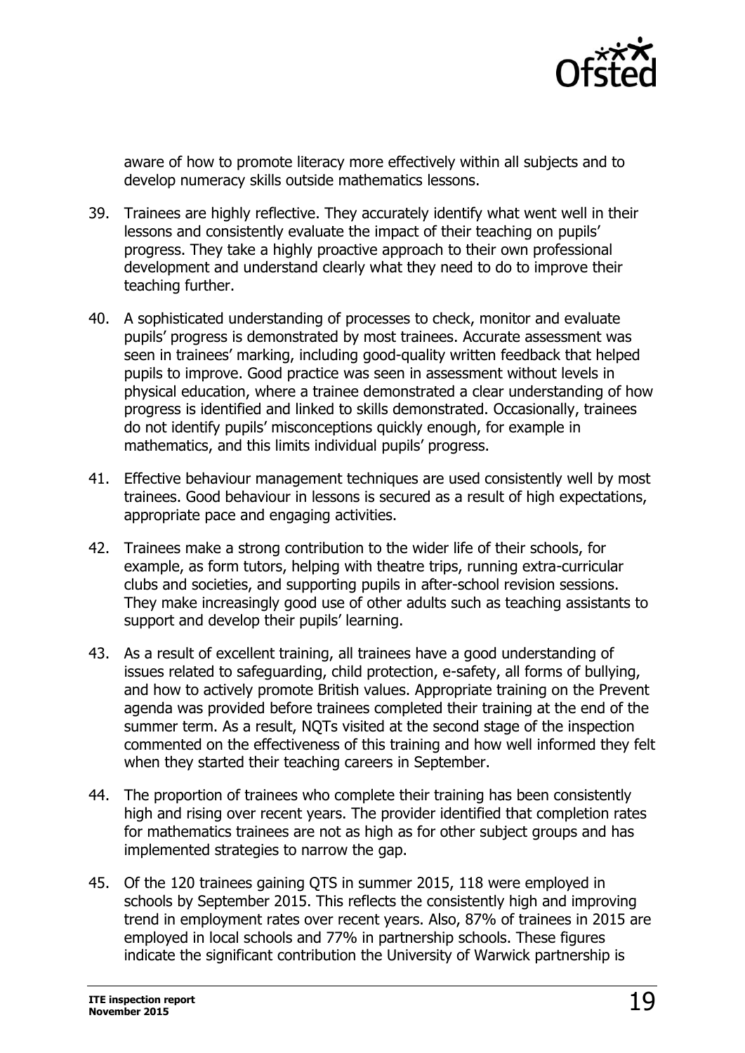aware of how to promote literacy more effectively within all subjects and to develop numeracy skills outside mathematics lessons.

39. Trainees are highly reflective. They accurately identify what went well in their lessons and consistently evaluate the impact of their teaching on pupils' progress. They take a highly proactive approach to their own professional development and understand clearly what they need to do to improve their teaching further.

40. A sophisticated understanding of processes to check, monitor and evaluate pupils' progress is demonstrated by most trainees. Accurate assessment was seen in trainees' marking, including good-quality written feedback that helped pupils to improve. Good practice was seen in assessment without levels in physical education, where a trainee demonstrated a clear understanding of how progress is identified and linked to skills demonstrated. Occasionally, trainees do not identify pupils' misconceptions quickly enough, for example in mathematics, and this limits individual pupils' progress.

41. Effective behaviour management techniques are used consistently well by most trainees. Good behaviour in lessons is secured as a result of high expectations, appropriate pace and engaging activities.

42. Trainees make a strong contribution to the wider life of their schools, for example, as form tutors, helping with theatre trips, running extra-curricular clubs and societies, and supporting pupils in after-school revision sessions. They make increasingly good use of other adults such as teaching assistants to support and develop their pupils' learning.

43. As a result of excellent training, all trainees have a good understanding of issues related to safeguarding, child protection, e-safety, all forms of bullying, and how to actively promote British values. Appropriate training on the Prevent agenda was provided before trainees completed their training at the end of the summer term. As a result, NQTs visited at the second stage of the inspection commented on the effectiveness of this training and how well informed they felt when they started their teaching careers in September.

44. The proportion of trainees who complete their training has been consistently high and rising over recent years. The provider identified that completion rates for mathematics trainees are not as high as for other subject groups and has implemented strategies to narrow the gap.

45. Of the 120 trainees gaining QTS in summer 2015, 118 were employed in schools by September 2015. This reflects the consistently high and improving trend in employment rates over recent years. Also, 87% of trainees in 2015 are employed in local schools and 77% in partnership schools. These figures indicate the significant contribution the University of Warwick partnership is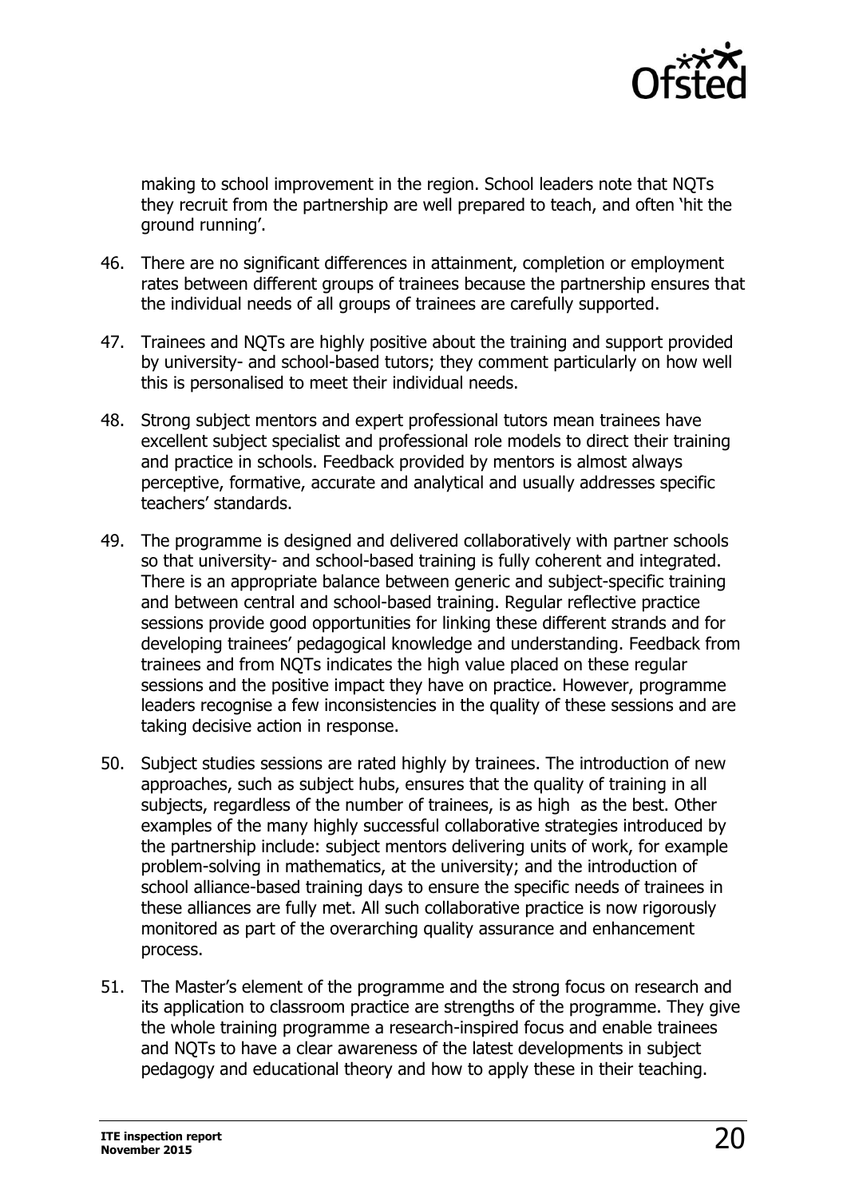making to school improvement in the region. School leaders note that NQTs they recruit from the partnership are well prepared to teach, and often 'hit the ground running'.

46. There are no significant differences in attainment, completion or employment rates between different groups of trainees because the partnership ensures that the individual needs of all groups of trainees are carefully supported.

47. Trainees and NQTs are highly positive about the training and support provided by university- and school-based tutors; they comment particularly on how well this is personalised to meet their individual needs.

48. Strong subject mentors and expert professional tutors mean trainees have excellent subject specialist and professional role models to direct their training and practice in schools. Feedback provided by mentors is almost always perceptive, formative, accurate and analytical and usually addresses specific teachers' standards.

49. The programme is designed and delivered collaboratively with partner schools so that university- and school-based training is fully coherent and integrated. There is an appropriate balance between generic and subject-specific training and between central and school-based training. Regular reflective practice sessions provide good opportunities for linking these different strands and for developing trainees' pedagogical knowledge and understanding. Feedback from trainees and from NQTs indicates the high value placed on these regular sessions and the positive impact they have on practice. However, programme leaders recognise a few inconsistencies in the quality of these sessions and are taking decisive action in response.

50. Subject studies sessions are rated highly by trainees. The introduction of new approaches, such as subject hubs, ensures that the quality of training in all subjects, regardless of the number of trainees, is as high as the best. Other examples of the many highly successful collaborative strategies introduced by the partnership include: subject mentors delivering units of work, for example problem-solving in mathematics, at the university; and the introduction of school alliance-based training days to ensure the specific needs of trainees in these alliances are fully met. All such collaborative practice is now rigorously monitored as part of the overarching quality assurance and enhancement process.

51. The Master's element of the programme and the strong focus on research and its application to classroom practice are strengths of the programme. They give the whole training programme a research-inspired focus and enable trainees and NQTs to have a clear awareness of the latest developments in subject pedagogy and educational theory and how to apply these in their teaching.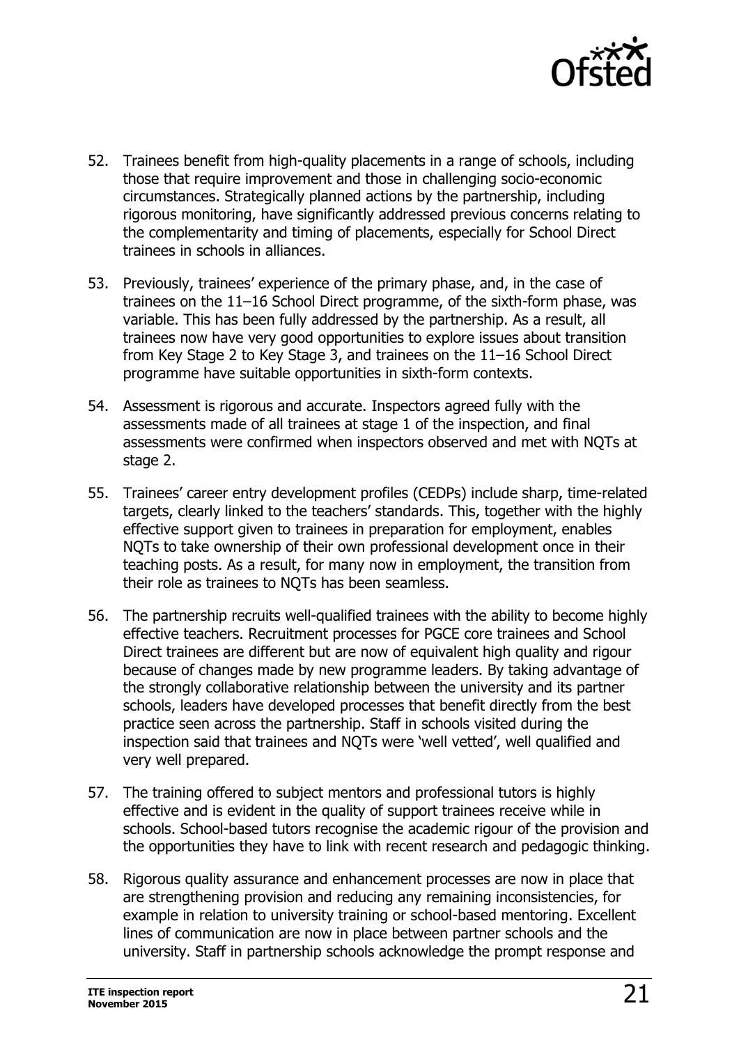52. Trainees benefit from high-quality placements in a range of schools, including those that require improvement and those in challenging socio-economic circumstances. Strategically planned actions by the partnership, including rigorous monitoring, have significantly addressed previous concerns relating to the complementarity and timing of placements, especially for School Direct trainees in schools in alliances.

53. Previously, trainees' experience of the primary phase, and, in the case of trainees on the 11–16 School Direct programme, of the sixth-form phase, was variable. This has been fully addressed by the partnership. As a result, all trainees now have very good opportunities to explore issues about transition from Key Stage 2 to Key Stage 3, and trainees on the 11–16 School Direct programme have suitable opportunities in sixth-form contexts.

54. Assessment is rigorous and accurate. Inspectors agreed fully with the assessments made of all trainees at stage 1 of the inspection, and final assessments were confirmed when inspectors observed and met with NQTs at stage 2.

55. Trainees' career entry development profiles (CEDPs) include sharp, time-related targets, clearly linked to the teachers' standards. This, together with the highly effective support given to trainees in preparation for employment, enables NQTs to take ownership of their own professional development once in their teaching posts. As a result, for many now in employment, the transition from their role as trainees to NQTs has been seamless.

56. The partnership recruits well-qualified trainees with the ability to become highly effective teachers. Recruitment processes for PGCE core trainees and School Direct trainees are different but are now of equivalent high quality and rigour because of changes made by new programme leaders. By taking advantage of the strongly collaborative relationship between the university and its partner schools, leaders have developed processes that benefit directly from the best practice seen across the partnership. Staff in schools visited during the inspection said that trainees and NQTs were 'well vetted', well qualified and very well prepared.

57. The training offered to subject mentors and professional tutors is highly effective and is evident in the quality of support trainees receive while in schools. School-based tutors recognise the academic rigour of the provision and the opportunities they have to link with recent research and pedagogic thinking.

58. Rigorous quality assurance and enhancement processes are now in place that are strengthening provision and reducing any remaining inconsistencies, for example in relation to university training or school-based mentoring. Excellent lines of communication are now in place between partner schools and the university. Staff in partnership schools acknowledge the prompt response and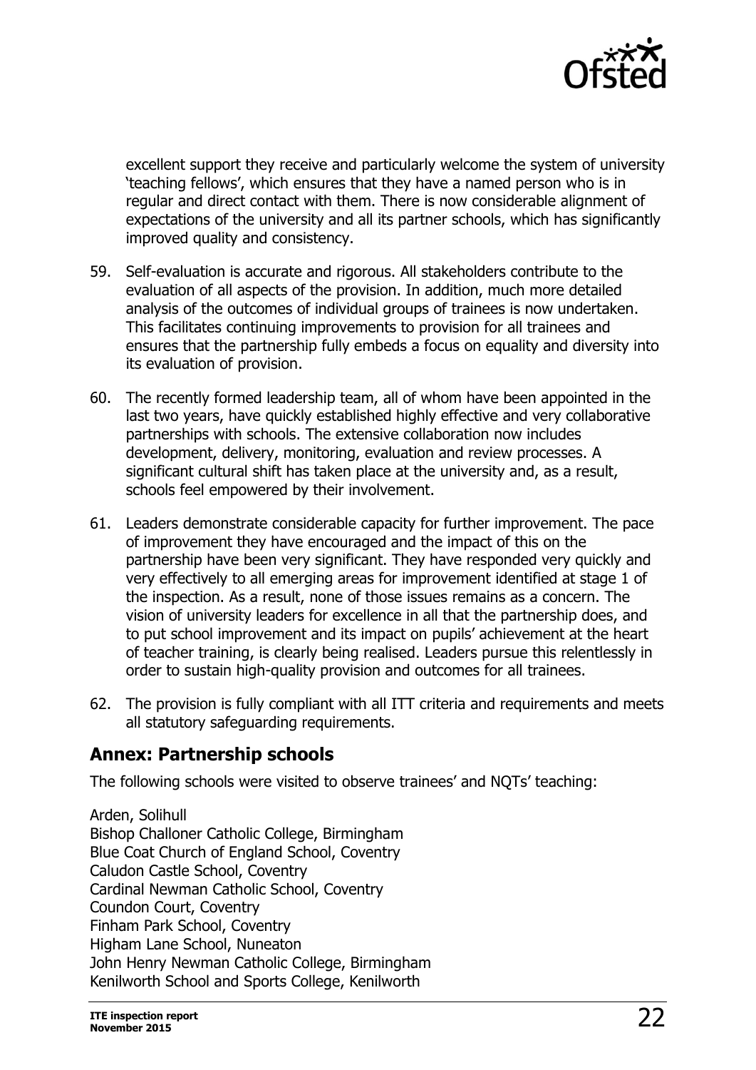excellent support they receive and particularly welcome the system of university 'teaching fellows', which ensures that they have a named person who is in regular and direct contact with them. There is now considerable alignment of expectations of the university and all its partner schools, which has significantly improved quality and consistency.

59. Self-evaluation is accurate and rigorous. All stakeholders contribute to the evaluation of all aspects of the provision. In addition, much more detailed analysis of the outcomes of individual groups of trainees is now undertaken. This facilitates continuing improvements to provision for all trainees and ensures that the partnership fully embeds a focus on equality and diversity into its evaluation of provision.

60. The recently formed leadership team, all of whom have been appointed in the last two years, have quickly established highly effective and very collaborative partnerships with schools. The extensive collaboration now includes development, delivery, monitoring, evaluation and review processes. A significant cultural shift has taken place at the university and, as a result, schools feel empowered by their involvement.

61. Leaders demonstrate considerable capacity for further improvement. The pace of improvement they have encouraged and the impact of this on the partnership have been very significant. They have responded very quickly and very effectively to all emerging areas for improvement identified at stage 1 of the inspection. As a result, none of those issues remains as a concern. The vision of university leaders for excellence in all that the partnership does, and to put school improvement and its impact on pupils' achievement at the heart of teacher training, is clearly being realised. Leaders pursue this relentlessly in order to sustain high-quality provision and outcomes for all trainees.

62. The provision is fully compliant with all ITT criteria and requirements and meets all statutory safeguarding requirements.

## Annex: Partnership schools

The following schools were visited to observe trainees' and NQTs' teaching:

Arden, Solihull  
Bishop Challoner Catholic College, Birmingham  
Blue Coat Church of England School, Coventry  
Caludon Castle School, Coventry  
Cardinal Newman Catholic School, Coventry  
Coundon Court, Coventry  
Finham Park School, Coventry  
Higham Lane School, Nuneaton  
John Henry Newman Catholic College, Birmingham  
Kenilworth School and Sports College, Kenilworth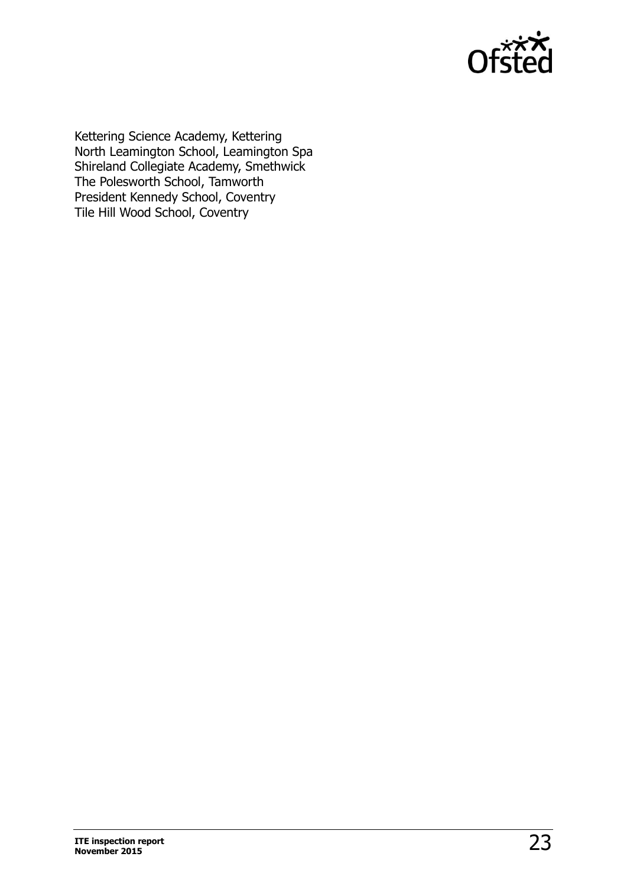Kettering Science Academy, Kettering
North Leamington School, Leamington Spa
Shireland Collegiate Academy, Smethwick
The Polesworth School, Tamworth
President Kennedy School, Coventry
Tile Hill Wood School, Coventry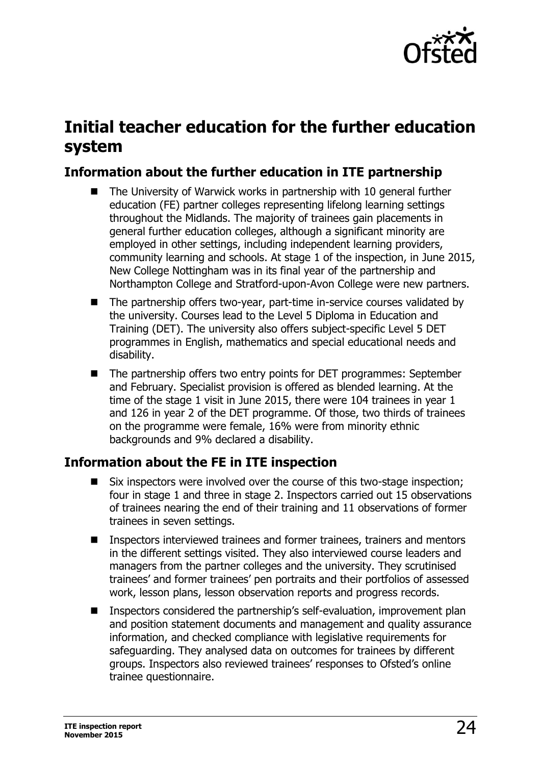# Initial teacher education for the further education system

## Information about the further education in ITE partnership

- The University of Warwick works in partnership with 10 general further education (FE) partner colleges representing lifelong learning settings throughout the Midlands. The majority of trainees gain placements in general further education colleges, although a significant minority are employed in other settings, including independent learning providers, community learning and schools. At stage 1 of the inspection, in June 2015, New College Nottingham was in its final year of the partnership and Northampton College and Stratford-upon-Avon College were new partners.
- The partnership offers two-year, part-time in-service courses validated by the university. Courses lead to the Level 5 Diploma in Education and Training (DET). The university also offers subject-specific Level 5 DET programmes in English, mathematics and special educational needs and disability.
- The partnership offers two entry points for DET programmes: September and February. Specialist provision is offered as blended learning. At the time of the stage 1 visit in June 2015, there were 104 trainees in year 1 and 126 in year 2 of the DET programme. Of those, two thirds of trainees on the programme were female, 16% were from minority ethnic backgrounds and 9% declared a disability.

## Information about the FE in ITE inspection

- Six inspectors were involved over the course of this two-stage inspection; four in stage 1 and three in stage 2. Inspectors carried out 15 observations of trainees nearing the end of their training and 11 observations of former trainees in seven settings.
- Inspectors interviewed trainees and former trainees, trainers and mentors in the different settings visited. They also interviewed course leaders and managers from the partner colleges and the university. They scrutinised trainees' and former trainees' pen portraits and their portfolios of assessed work, lesson plans, lesson observation reports and progress records.
- Inspectors considered the partnership's self-evaluation, improvement plan and position statement documents and management and quality assurance information, and checked compliance with legislative requirements for safeguarding. They analysed data on outcomes for trainees by different groups. Inspectors also reviewed trainees' responses to Ofsted's online trainee questionnaire.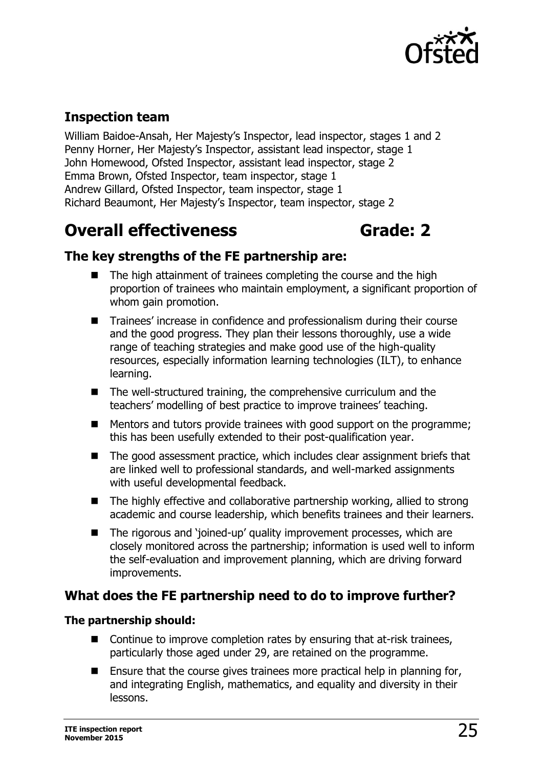## Inspection team

William Baidoe-Ansah, Her Majesty's Inspector, lead inspector, stages 1 and 2
Penny Horner, Her Majesty's Inspector, assistant lead inspector, stage 1
John Homewood, Ofsted Inspector, assistant lead inspector, stage 2
Emma Brown, Ofsted Inspector, team inspector, stage 1
Andrew Gillard, Ofsted Inspector, team inspector, stage 1
Richard Beaumont, Her Majesty's Inspector, team inspector, stage 2

# Overall effectiveness Grade: 2

### The key strengths of the FE partnership are:

- The high attainment of trainees completing the course and the high proportion of trainees who maintain employment, a significant proportion of whom gain promotion.
- Trainees' increase in confidence and professionalism during their course and the good progress. They plan their lessons thoroughly, use a wide range of teaching strategies and make good use of the high-quality resources, especially information learning technologies (ILT), to enhance learning.
- The well-structured training, the comprehensive curriculum and the teachers' modelling of best practice to improve trainees' teaching.
- Mentors and tutors provide trainees with good support on the programme; this has been usefully extended to their post-qualification year.
- The good assessment practice, which includes clear assignment briefs that are linked well to professional standards, and well-marked assignments with useful developmental feedback.
- The highly effective and collaborative partnership working, allied to strong academic and course leadership, which benefits trainees and their learners.
- The rigorous and 'joined-up' quality improvement processes, which are closely monitored across the partnership; information is used well to inform the self-evaluation and improvement planning, which are driving forward improvements.

### What does the FE partnership need to do to improve further?

**The partnership should:**

- Continue to improve completion rates by ensuring that at-risk trainees, particularly those aged under 29, are retained on the programme.
- Ensure that the course gives trainees more practical help in planning for, and integrating English, mathematics, and equality and diversity in their lessons.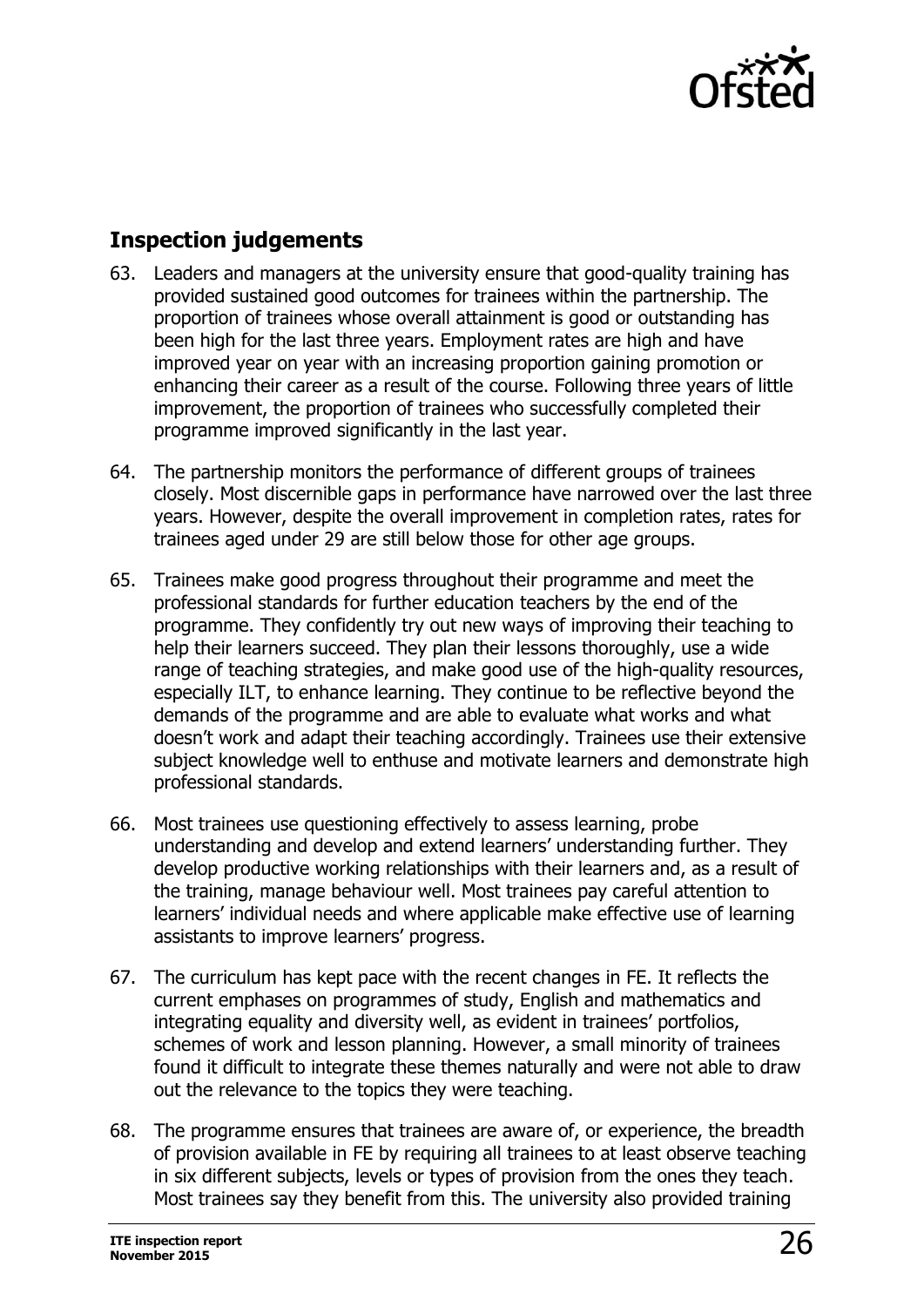## Inspection judgements

63. Leaders and managers at the university ensure that good-quality training has provided sustained good outcomes for trainees within the partnership. The proportion of trainees whose overall attainment is good or outstanding has been high for the last three years. Employment rates are high and have improved year on year with an increasing proportion gaining promotion or enhancing their career as a result of the course. Following three years of little improvement, the proportion of trainees who successfully completed their programme improved significantly in the last year.

64. The partnership monitors the performance of different groups of trainees closely. Most discernible gaps in performance have narrowed over the last three years. However, despite the overall improvement in completion rates, rates for trainees aged under 29 are still below those for other age groups.

65. Trainees make good progress throughout their programme and meet the professional standards for further education teachers by the end of the programme. They confidently try out new ways of improving their teaching to help their learners succeed. They plan their lessons thoroughly, use a wide range of teaching strategies, and make good use of the high-quality resources, especially ILT, to enhance learning. They continue to be reflective beyond the demands of the programme and are able to evaluate what works and what doesn't work and adapt their teaching accordingly. Trainees use their extensive subject knowledge well to enthuse and motivate learners and demonstrate high professional standards.

66. Most trainees use questioning effectively to assess learning, probe understanding and develop and extend learners' understanding further. They develop productive working relationships with their learners and, as a result of the training, manage behaviour well. Most trainees pay careful attention to learners' individual needs and where applicable make effective use of learning assistants to improve learners' progress.

67. The curriculum has kept pace with the recent changes in FE. It reflects the current emphases on programmes of study, English and mathematics and integrating equality and diversity well, as evident in trainees' portfolios, schemes of work and lesson planning. However, a small minority of trainees found it difficult to integrate these themes naturally and were not able to draw out the relevance to the topics they were teaching.

68. The programme ensures that trainees are aware of, or experience, the breadth of provision available in FE by requiring all trainees to at least observe teaching in six different subjects, levels or types of provision from the ones they teach. Most trainees say they benefit from this. The university also provided training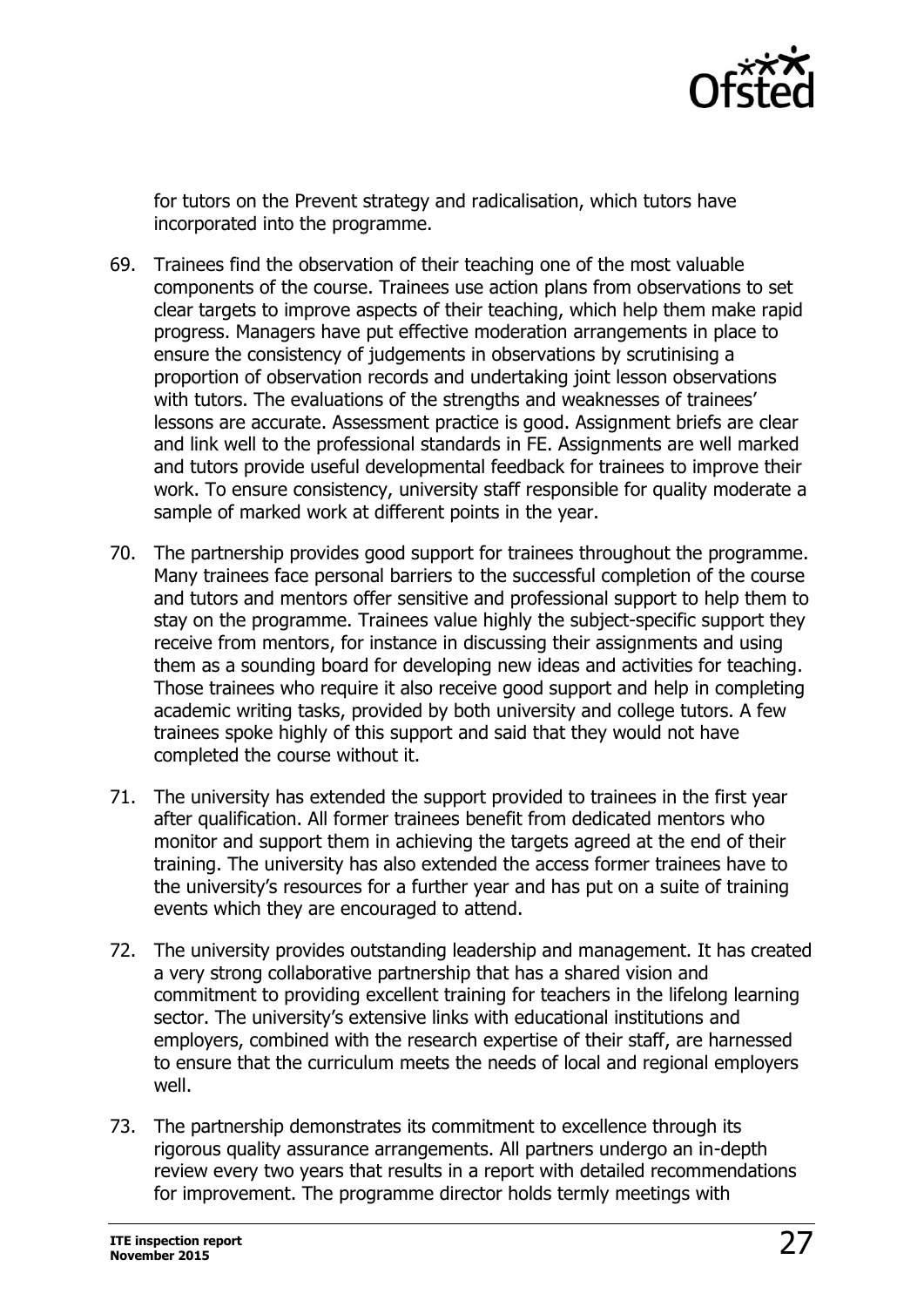for tutors on the Prevent strategy and radicalisation, which tutors have incorporated into the programme.

69. Trainees find the observation of their teaching one of the most valuable components of the course. Trainees use action plans from observations to set clear targets to improve aspects of their teaching, which help them make rapid progress. Managers have put effective moderation arrangements in place to ensure the consistency of judgements in observations by scrutinising a proportion of observation records and undertaking joint lesson observations with tutors. The evaluations of the strengths and weaknesses of trainees' lessons are accurate. Assessment practice is good. Assignment briefs are clear and link well to the professional standards in FE. Assignments are well marked and tutors provide useful developmental feedback for trainees to improve their work. To ensure consistency, university staff responsible for quality moderate a sample of marked work at different points in the year.

70. The partnership provides good support for trainees throughout the programme. Many trainees face personal barriers to the successful completion of the course and tutors and mentors offer sensitive and professional support to help them to stay on the programme. Trainees value highly the subject-specific support they receive from mentors, for instance in discussing their assignments and using them as a sounding board for developing new ideas and activities for teaching. Those trainees who require it also receive good support and help in completing academic writing tasks, provided by both university and college tutors. A few trainees spoke highly of this support and said that they would not have completed the course without it.

71. The university has extended the support provided to trainees in the first year after qualification. All former trainees benefit from dedicated mentors who monitor and support them in achieving the targets agreed at the end of their training. The university has also extended the access former trainees have to the university's resources for a further year and has put on a suite of training events which they are encouraged to attend.

72. The university provides outstanding leadership and management. It has created a very strong collaborative partnership that has a shared vision and commitment to providing excellent training for teachers in the lifelong learning sector. The university's extensive links with educational institutions and employers, combined with the research expertise of their staff, are harnessed to ensure that the curriculum meets the needs of local and regional employers well.

73. The partnership demonstrates its commitment to excellence through its rigorous quality assurance arrangements. All partners undergo an in-depth review every two years that results in a report with detailed recommendations for improvement. The programme director holds termly meetings with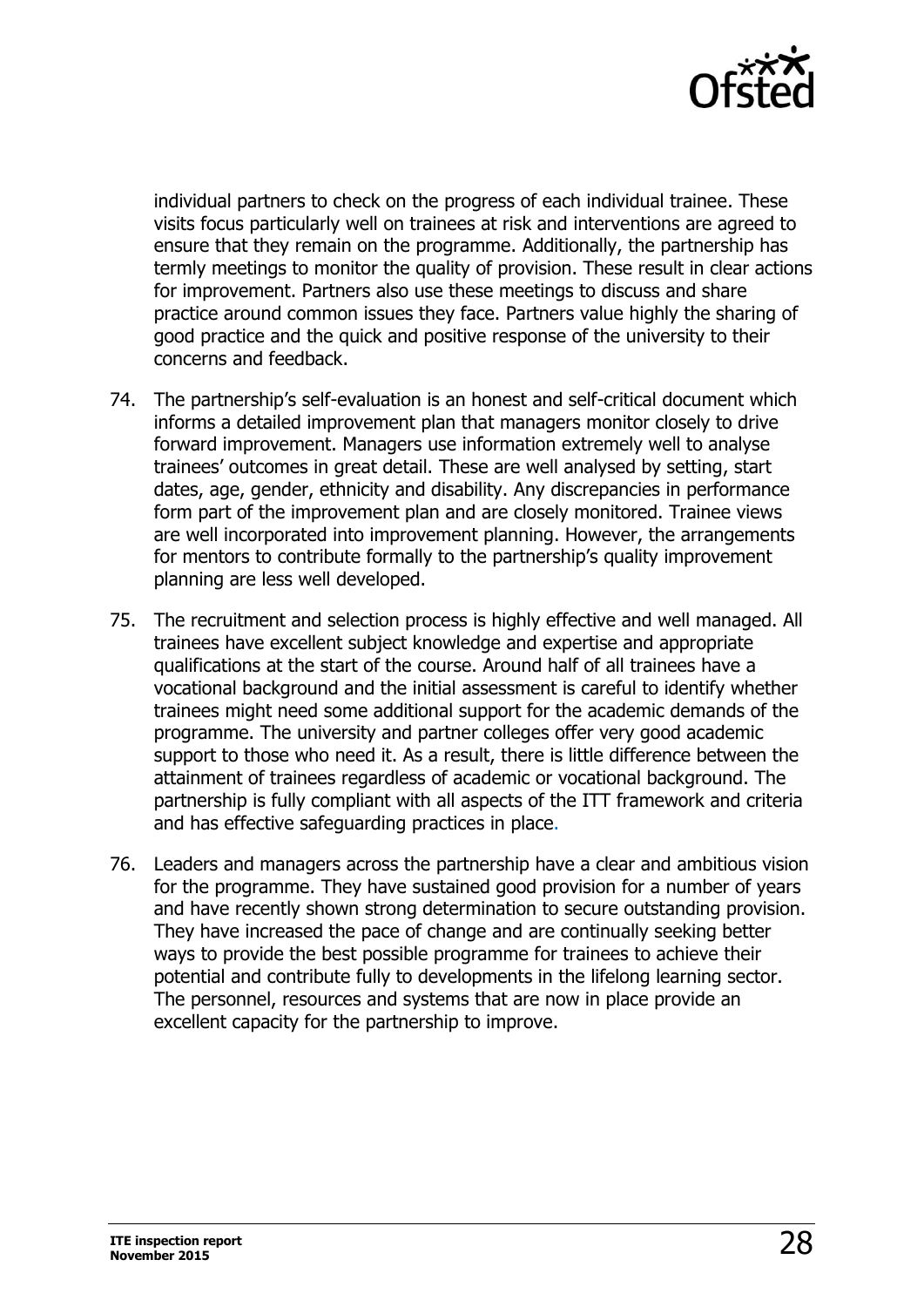individual partners to check on the progress of each individual trainee. These visits focus particularly well on trainees at risk and interventions are agreed to ensure that they remain on the programme. Additionally, the partnership has termly meetings to monitor the quality of provision. These result in clear actions for improvement. Partners also use these meetings to discuss and share practice around common issues they face. Partners value highly the sharing of good practice and the quick and positive response of the university to their concerns and feedback.

74. The partnership's self-evaluation is an honest and self-critical document which informs a detailed improvement plan that managers monitor closely to drive forward improvement. Managers use information extremely well to analyse trainees' outcomes in great detail. These are well analysed by setting, start dates, age, gender, ethnicity and disability. Any discrepancies in performance form part of the improvement plan and are closely monitored. Trainee views are well incorporated into improvement planning. However, the arrangements for mentors to contribute formally to the partnership's quality improvement planning are less well developed.

75. The recruitment and selection process is highly effective and well managed. All trainees have excellent subject knowledge and expertise and appropriate qualifications at the start of the course. Around half of all trainees have a vocational background and the initial assessment is careful to identify whether trainees might need some additional support for the academic demands of the programme. The university and partner colleges offer very good academic support to those who need it. As a result, there is little difference between the attainment of trainees regardless of academic or vocational background. The partnership is fully compliant with all aspects of the ITT framework and criteria and has effective safeguarding practices in place.

76. Leaders and managers across the partnership have a clear and ambitious vision for the programme. They have sustained good provision for a number of years and have recently shown strong determination to secure outstanding provision. They have increased the pace of change and are continually seeking better ways to provide the best possible programme for trainees to achieve their potential and contribute fully to developments in the lifelong learning sector. The personnel, resources and systems that are now in place provide an excellent capacity for the partnership to improve.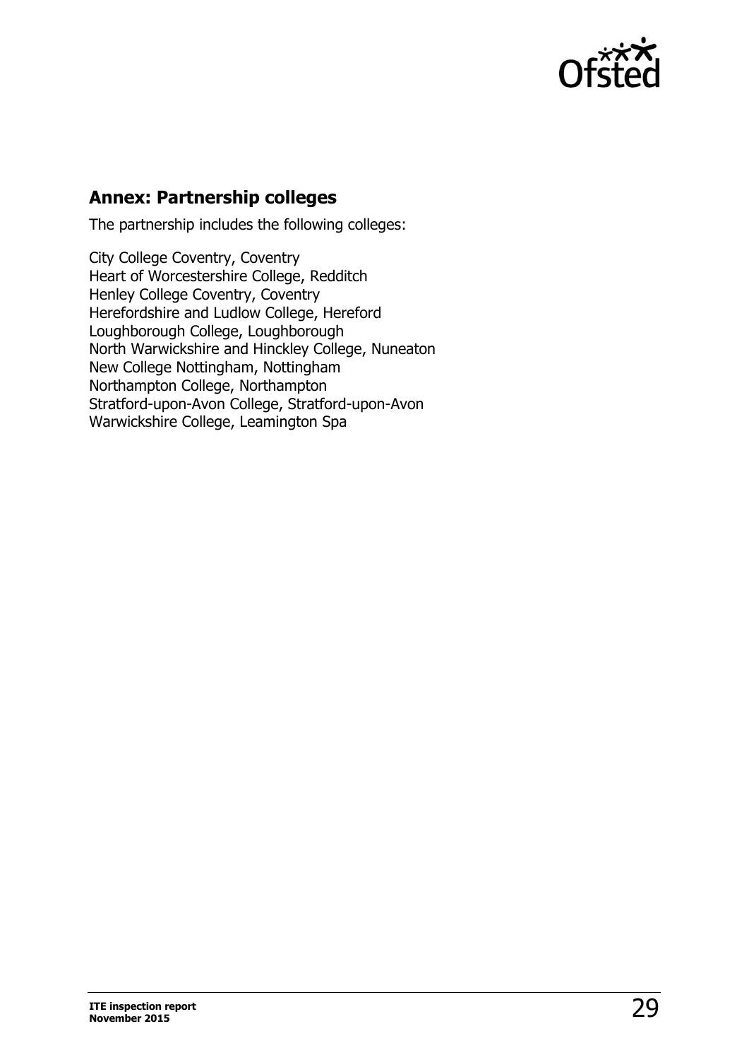## Annex: Partnership colleges

The partnership includes the following colleges:

City College Coventry, Coventry
Heart of Worcestershire College, Redditch
Henley College Coventry, Coventry
Herefordshire and Ludlow College, Hereford
Loughborough College, Loughborough
North Warwickshire and Hinckley College, Nuneaton
New College Nottingham, Nottingham
Northampton College, Northampton
Stratford-upon-Avon College, Stratford-upon-Avon
Warwickshire College, Leamington Spa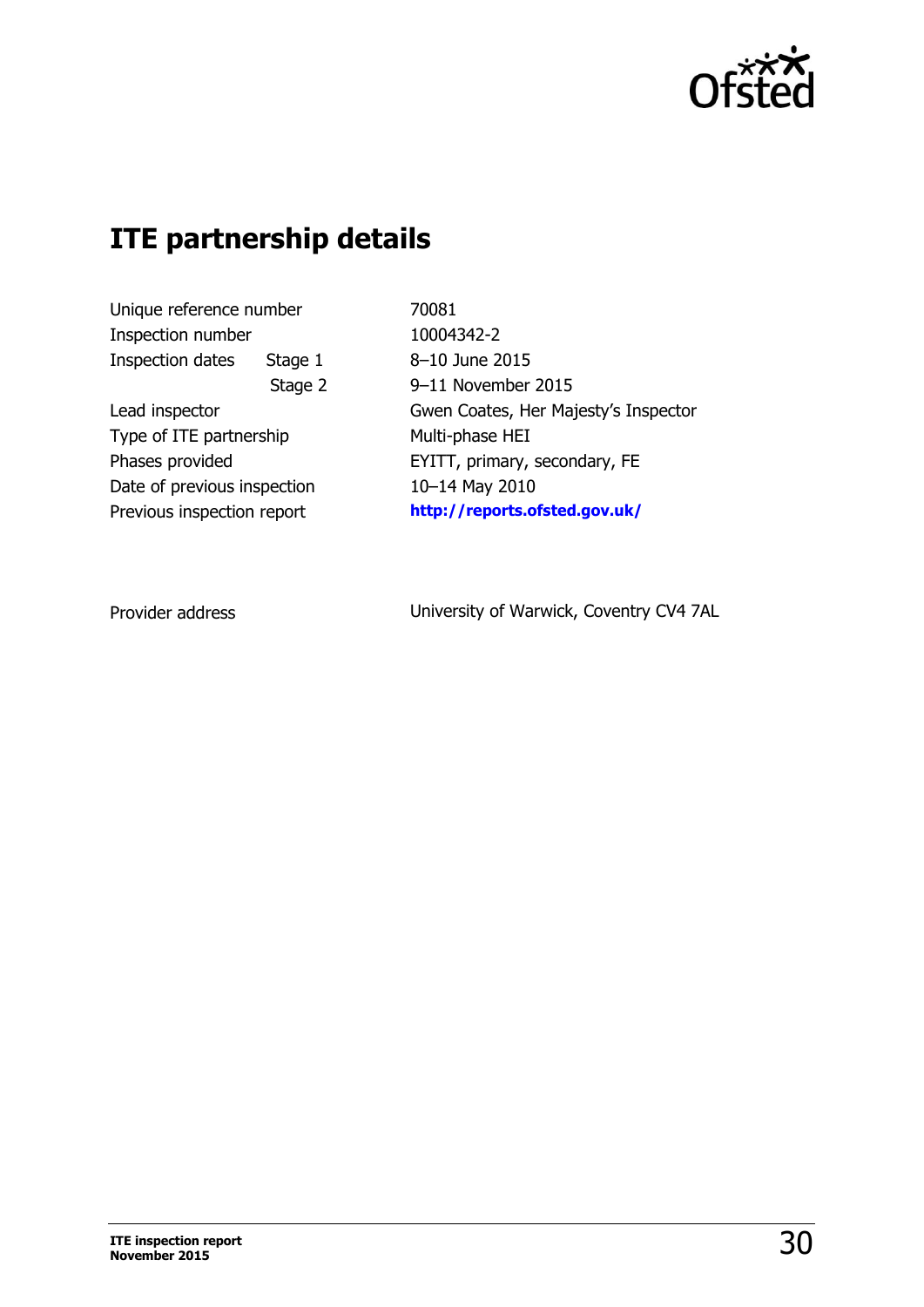## ITE partnership details

| | | |
|---|---|---|
| Unique reference number | | 70081 |
| Inspection number | | 10004342-2 |
| Inspection dates | Stage 1 | 8–10 June 2015 |
| | Stage 2 | 9–11 November 2015 |
| Lead inspector | | Gwen Coates, Her Majesty's Inspector |
| Type of ITE partnership | | Multi-phase HEI |
| Phases provided | | EYITT, primary, secondary, FE |
| Date of previous inspection | | 10–14 May 2010 |
| Previous inspection report | | **http://reports.ofsted.gov.uk/** |

| | |
|---|---|
| Provider address | University of Warwick, Coventry CV4 7AL |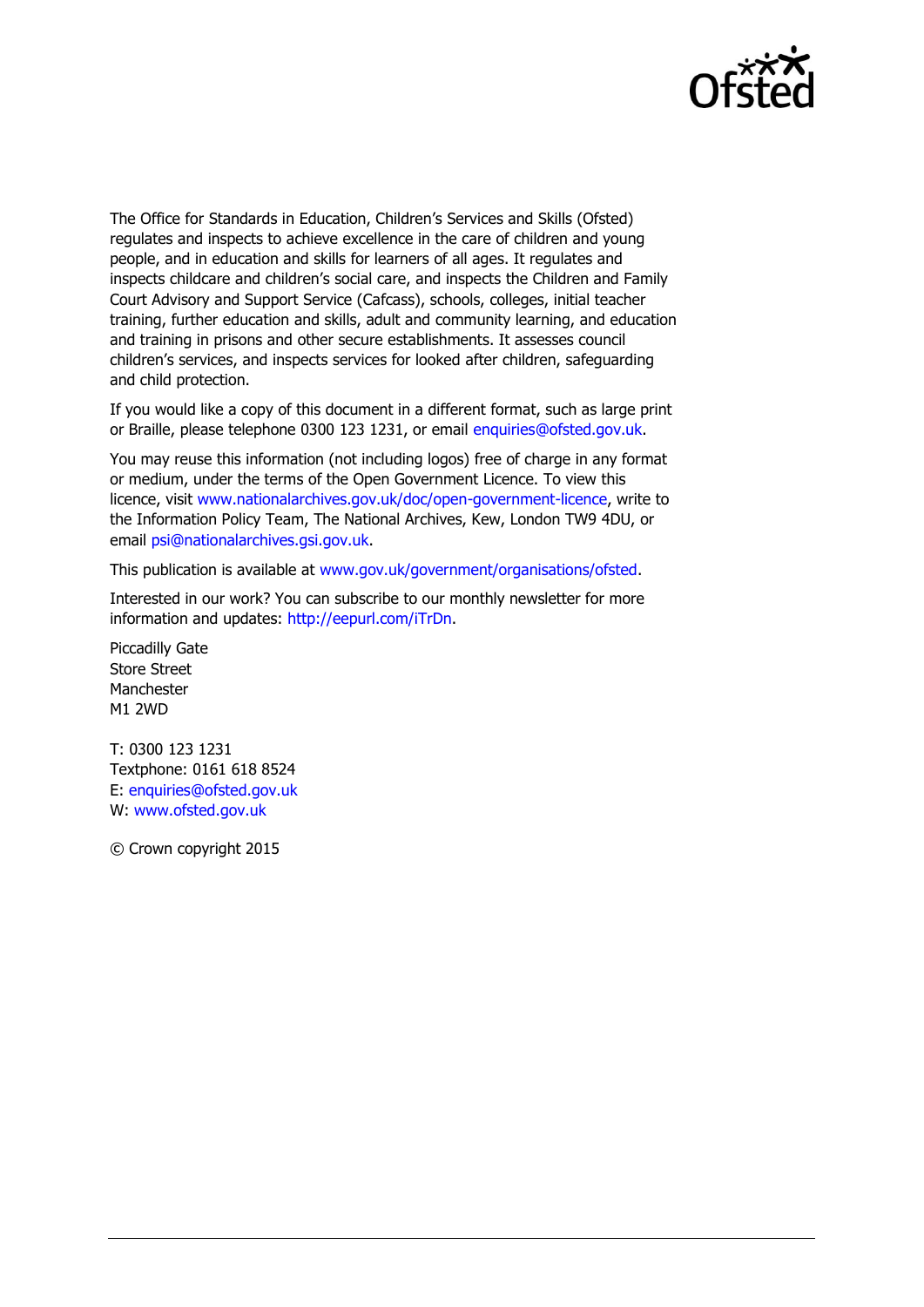The Office for Standards in Education, Children's Services and Skills (Ofsted) regulates and inspects to achieve excellence in the care of children and young people, and in education and skills for learners of all ages. It regulates and inspects childcare and children's social care, and inspects the Children and Family Court Advisory and Support Service (Cafcass), schools, colleges, initial teacher training, further education and skills, adult and community learning, and education and training in prisons and other secure establishments. It assesses council children's services, and inspects services for looked after children, safeguarding and child protection.

If you would like a copy of this document in a different format, such as large print or Braille, please telephone 0300 123 1231, or email enquiries@ofsted.gov.uk.

You may reuse this information (not including logos) free of charge in any format or medium, under the terms of the Open Government Licence. To view this licence, visit www.nationalarchives.gov.uk/doc/open-government-licence, write to the Information Policy Team, The National Archives, Kew, London TW9 4DU, or email psi@nationalarchives.gsi.gov.uk.

This publication is available at www.gov.uk/government/organisations/ofsted.

Interested in our work? You can subscribe to our monthly newsletter for more information and updates: http://eepurl.com/iTrDn.

Piccadilly Gate  
Store Street  
Manchester  
M1 2WD

T: 0300 123 1231  
Textphone: 0161 618 8524  
E: enquiries@ofsted.gov.uk  
W: www.ofsted.gov.uk

© Crown copyright 2015